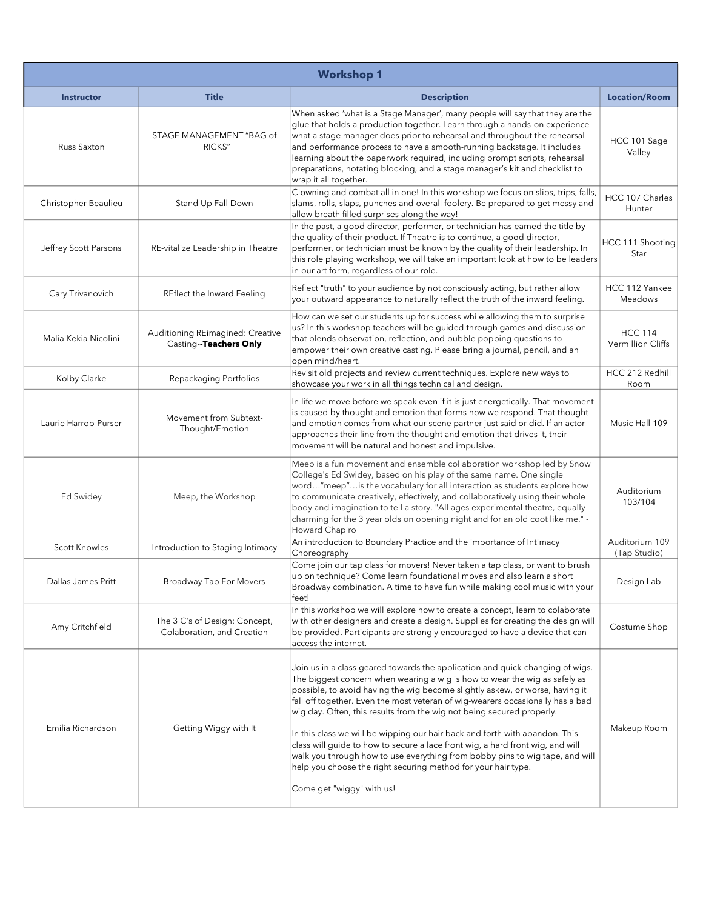## Workshop 1

| Instructor | Title | Description | Location/Room |
|---|---|---|---|
| Russ Saxton | STAGE MANAGEMENT "BAG of TRICKS" | When asked 'what is a Stage Manager', many people will say that they are the glue that holds a production together. Learn through a hands-on experience what a stage manager does prior to rehearsal and throughout the rehearsal and performance process to have a smooth-running backstage. It includes learning about the paperwork required, including prompt scripts, rehearsal preparations, notating blocking, and a stage manager's kit and checklist to wrap it all together. | HCC 101 Sage Valley |
| Christopher Beaulieu | Stand Up Fall Down | Clowning and combat all in one! In this workshop we focus on slips, trips, falls, slams, rolls, slaps, punches and overall foolery. Be prepared to get messy and allow breath filled surprises along the way! | HCC 107 Charles Hunter |
| Jeffrey Scott Parsons | RE-vitalize Leadership in Theatre | In the past, a good director, performer, or technician has earned the title by the quality of their product. If Theatre is to continue, a good director, performer, or technician must be known by the quality of their leadership. In this role playing workshop, we will take an important look at how to be leaders in our art form, regardless of our role. | HCC 111 Shooting Star |
| Cary Trivanovich | REflect the Inward Feeling | Reflect "truth" to your audience by not consciously acting, but rather allow your outward appearance to naturally reflect the truth of the inward feeling. | HCC 112 Yankee Meadows |
| Malia'Kekia Nicolini | Auditioning REimagined: Creative Casting--**Teachers Only** | How can we set our students up for success while allowing them to surprise us? In this workshop teachers will be guided through games and discussion that blends observation, reflection, and bubble popping questions to empower their own creative casting. Please bring a journal, pencil, and an open mind/heart. | HCC 114 Vermillion Cliffs |
| Kolby Clarke | Repackaging Portfolios | Revisit old projects and review current techniques. Explore new ways to showcase your work in all things technical and design. | HCC 212 Redhill Room |
| Laurie Harrop-Purser | Movement from Subtext- Thought/Emotion | In life we move before we speak even if it is just energetically. That movement is caused by thought and emotion that forms how we respond. That thought and emotion comes from what our scene partner just said or did. If an actor approaches their line from the thought and emotion that drives it, their movement will be natural and honest and impulsive. | Music Hall 109 |
| Ed Swidey | Meep, the Workshop | Meep is a fun movement and ensemble collaboration workshop led by Snow College's Ed Swidey, based on his play of the same name. One single word…"meep"…is the vocabulary for all interaction as students explore how to communicate creatively, effectively, and collaboratively using their whole body and imagination to tell a story. "All ages experimental theatre, equally charming for the 3 year olds on opening night and for an old coot like me." -Howard Chapiro | Auditorium 103/104 |
| Scott Knowles | Introduction to Staging Intimacy | An introduction to Boundary Practice and the importance of Intimacy Choreography | Auditorium 109 (Tap Studio) |
| Dallas James Pritt | Broadway Tap For Movers | Come join our tap class for movers! Never taken a tap class, or want to brush up on technique? Come learn foundational moves and also learn a short Broadway combination. A time to have fun while making cool music with your feet! | Design Lab |
| Amy Critchfield | The 3 C's of Design: Concept, Colaboration, and Creation | In this workshop we will explore how to create a concept, learn to colaborate with other designers and create a design. Supplies for creating the design will be provided. Participants are strongly encouraged to have a device that can access the internet. | Costume Shop |
| Emilia Richardson | Getting Wiggy with It | Join us in a class geared towards the application and quick-changing of wigs. The biggest concern when wearing a wig is how to wear the wig as safely as possible, to avoid having the wig become slightly askew, or worse, having it fall off together. Even the most veteran of wig-wearers occasionally has a bad wig day. Often, this results from the wig not being secured properly.<br><br>In this class we will be wipping our hair back and forth with abandon. This class will guide to how to secure a lace front wig, a hard front wig, and will walk you through how to use everything from bobby pins to wig tape, and will help you choose the right securing method for your hair type.<br><br>Come get "wiggy" with us! | Makeup Room |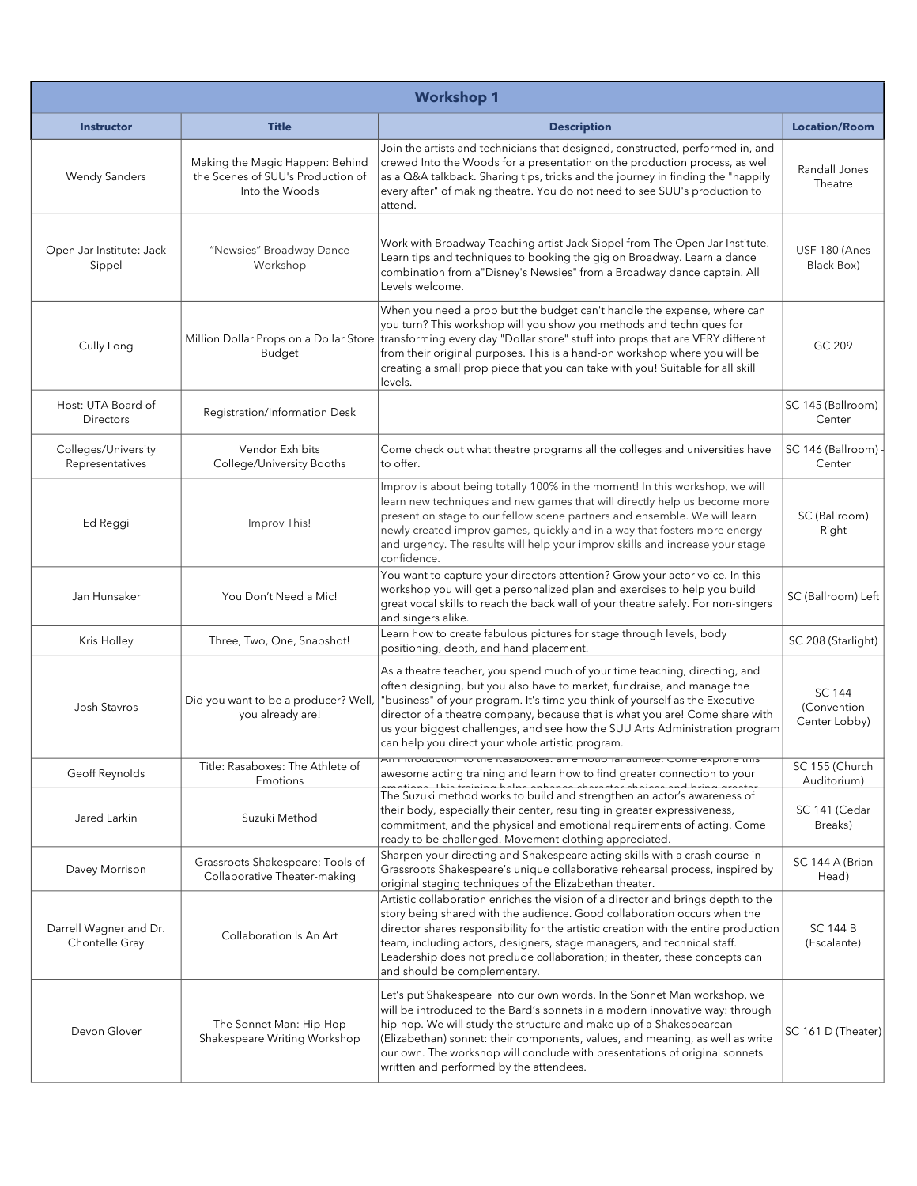| Workshop 1 | | | |
|---|---|---|---|
| **Instructor** | **Title** | **Description** | **Location/Room** |
| Wendy Sanders | Making the Magic Happen: Behind the Scenes of SUU's Production of Into the Woods | Join the artists and technicians that designed, constructed, performed in, and crewed Into the Woods for a presentation on the production process, as well as a Q&A talkback. Sharing tips, tricks and the journey in finding the "happily every after" of making theatre. You do not need to see SUU's production to attend. | Randall Jones Theatre |
| Open Jar Institute: Jack Sippel | "Newsies" Broadway Dance Workshop | Work with Broadway Teaching artist Jack Sippel from The Open Jar Institute. Learn tips and techniques to booking the gig on Broadway. Learn a dance combination from a"Disney's Newsies" from a Broadway dance captain. All Levels welcome. | USF 180 (Anes Black Box) |
| Cully Long | Million Dollar Props on a Dollar Store Budget | When you need a prop but the budget can't handle the expense, where can you turn? This workshop will you show you methods and techniques for transforming every day "Dollar store" stuff into props that are VERY different from their original purposes. This is a hand-on workshop where you will be creating a small prop piece that you can take with you! Suitable for all skill levels. | GC 209 |
| Host: UTA Board of Directors | Registration/Information Desk | | SC 145 (Ballroom)- Center |
| Colleges/University Representatives | Vendor Exhibits College/University Booths | Come check out what theatre programs all the colleges and universities have to offer. | SC 146 (Ballroom) - Center |
| Ed Reggi | Improv This! | Improv is about being totally 100% in the moment! In this workshop, we will learn new techniques and new games that will directly help us become more present on stage to our fellow scene partners and ensemble. We will learn newly created improv games, quickly and in a way that fosters more energy and urgency. The results will help your improv skills and increase your stage confidence. | SC (Ballroom) Right |
| Jan Hunsaker | You Don't Need a Mic! | You want to capture your directors attention? Grow your actor voice. In this workshop you will get a personalized plan and exercises to help you build great vocal skills to reach the back wall of your theatre safely. For non-singers and singers alike. | SC (Ballroom) Left |
| Kris Holley | Three, Two, One, Snapshot! | Learn how to create fabulous pictures for stage through levels, body positioning, depth, and hand placement. | SC 208 (Starlight) |
| Josh Stavros | Did you want to be a producer? Well, you already are! | As a theatre teacher, you spend much of your time teaching, directing, and often designing, but you also have to market, fundraise, and manage the "business" of your program. It's time you think of yourself as the Executive director of a theatre company, because that is what you are! Come share with us your biggest challenges, and see how the SUU Arts Administration program can help you direct your whole artistic program. | SC 144 (Convention Center Lobby) |
| Geoff Reynolds | Title: Rasaboxes: The Athlete of Emotions | An introduction to the Rasaboxes: an emotional athlete. Come explore this awesome acting training and learn how to find greater connection to your emotions. This training helps enhance character choices and bring greater | SC 155 (Church Auditorium) |
| Jared Larkin | Suzuki Method | The Suzuki method works to build and strengthen an actor's awareness of their body, especially their center, resulting in greater expressiveness, commitment, and the physical and emotional requirements of acting. Come ready to be challenged. Movement clothing appreciated. | SC 141 (Cedar Breaks) |
| Davey Morrison | Grassroots Shakespeare: Tools of Collaborative Theater-making | Sharpen your directing and Shakespeare acting skills with a crash course in Grassroots Shakespeare's unique collaborative rehearsal process, inspired by original staging techniques of the Elizabethan theater. | SC 144 A (Brian Head) |
| Darrell Wagner and Dr. Chontelle Gray | Collaboration Is An Art | Artistic collaboration enriches the vision of a director and brings depth to the story being shared with the audience. Good collaboration occurs when the director shares responsibility for the artistic creation with the entire production team, including actors, designers, stage managers, and technical staff. Leadership does not preclude collaboration; in theater, these concepts can and should be complementary. | SC 144 B (Escalante) |
| Devon Glover | The Sonnet Man: Hip-Hop Shakespeare Writing Workshop | Let's put Shakespeare into our own words. In the Sonnet Man workshop, we will be introduced to the Bard's sonnets in a modern innovative way: through hip-hop. We will study the structure and make up of a Shakespearean (Elizabethan) sonnet: their components, values, and meaning, as well as write our own. The workshop will conclude with presentations of original sonnets written and performed by the attendees. | SC 161 D (Theater) |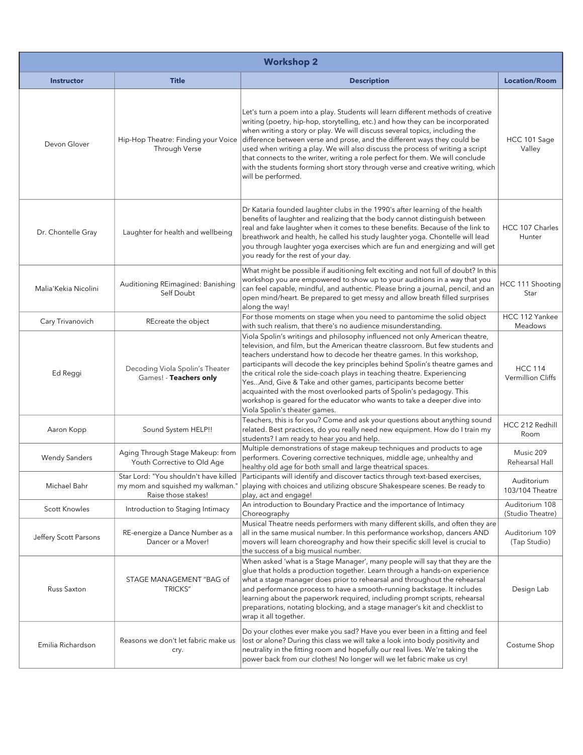## Workshop 2

| Instructor | Title | Description | Location/Room |
|---|---|---|---|
| Devon Glover | Hip-Hop Theatre: Finding your Voice Through Verse | Let's turn a poem into a play. Students will learn different methods of creative writing (poetry, hip-hop, storytelling, etc.) and how they can be incorporated when writing a story or play. We will discuss several topics, including the difference between verse and prose, and the different ways they could be used when writing a play. We will also discuss the process of writing a script that connects to the writer, writing a role perfect for them. We will conclude with the students forming short story through verse and creative writing, which will be performed. | HCC 101 Sage Valley |
| Dr. Chontelle Gray | Laughter for health and wellbeing | Dr Kataria founded laughter clubs in the 1990's after learning of the health benefits of laughter and realizing that the body cannot distinguish between real and fake laughter when it comes to these benefits. Because of the link to breathwork and health, he called his study laughter yoga. Chontelle will lead you through laughter yoga exercises which are fun and energizing and will get you ready for the rest of your day. | HCC 107 Charles Hunter |
| Malia'Kekia Nicolini | Auditioning REimagined: Banishing Self Doubt | What might be possible if auditioning felt exciting and not full of doubt? In this workshop you are empowered to show up to your auditions in a way that you can feel capable, mindful, and authentic. Please bring a journal, pencil, and an open mind/heart. Be prepared to get messy and allow breath filled surprises along the way! | HCC 111 Shooting Star |
| Cary Trivanovich | REcreate the object | For those moments on stage when you need to pantomime the solid object with such realism, that there's no audience misunderstanding. | HCC 112 Yankee Meadows |
| Ed Reggi | Decoding Viola Spolin's Theater Games! - **Teachers only** | Viola Spolin's writings and philosophy influenced not only American theatre, television, and film, but the American theatre classroom. But few students and teachers understand how to decode her theatre games. In this workshop, participants will decode the key principles behind Spolin's theatre games and the critical role the side-coach plays in teaching theatre. Experiencing Yes...And, Give & Take and other games, participants become better acquainted with the most overlooked parts of Spolin's pedagogy. This workshop is geared for the educator who wants to take a deeper dive into Viola Spolin's theater games. | HCC 114 Vermillion Cliffs |
| Aaron Kopp | Sound System HELP!! | Teachers, this is for you? Come and ask your questions about anything sound related. Best practices, do you really need new equipment. How do I train my students? I am ready to hear you and help. | HCC 212 Redhill Room |
| Wendy Sanders | Aging Through Stage Makeup: from Youth Corrective to Old Age | Multiple demonstrations of stage makeup techniques and products to age performers. Covering corrective techniques, middle age, unhealthy and healthy old age for both small and large theatrical spaces. | Music 209 Rehearsal Hall |
| Michael Bahr | Star Lord: "You shouldn't have killed my mom and squished my walkman." Raise those stakes! | Participants will identify and discover tactics through text-based exercises, playing with choices and utilizing obscure Shakespeare scenes. Be ready to play, act and engage! | Auditorium 103/104 Theatre |
| Scott Knowles | Introduction to Staging Intimacy | An introduction to Boundary Practice and the importance of Intimacy Choreography | Auditorium 108 (Studio Theatre) |
| Jeffery Scott Parsons | RE-energize a Dance Number as a Dancer or a Mover! | Musical Theatre needs performers with many different skills, and often they are all in the same musical number. In this performance workshop, dancers AND movers will learn choreography and how their specific skill level is crucial to the success of a big musical number. | Auditorium 109 (Tap Studio) |
| Russ Saxton | STAGE MANAGEMENT "BAG of TRICKS" | When asked 'what is a Stage Manager', many people will say that they are the glue that holds a production together. Learn through a hands-on experience what a stage manager does prior to rehearsal and throughout the rehearsal and performance process to have a smooth-running backstage. It includes learning about the paperwork required, including prompt scripts, rehearsal preparations, notating blocking, and a stage manager's kit and checklist to wrap it all together. | Design Lab |
| Emilia Richardson | Reasons we don't let fabric make us cry. | Do your clothes ever make you sad? Have you ever been in a fitting and feel lost or alone? During this class we will take a look into body positivity and neutrality in the fitting room and hopefully our real lives. We're taking the power back from our clothes! No longer will we let fabric make us cry! | Costume Shop |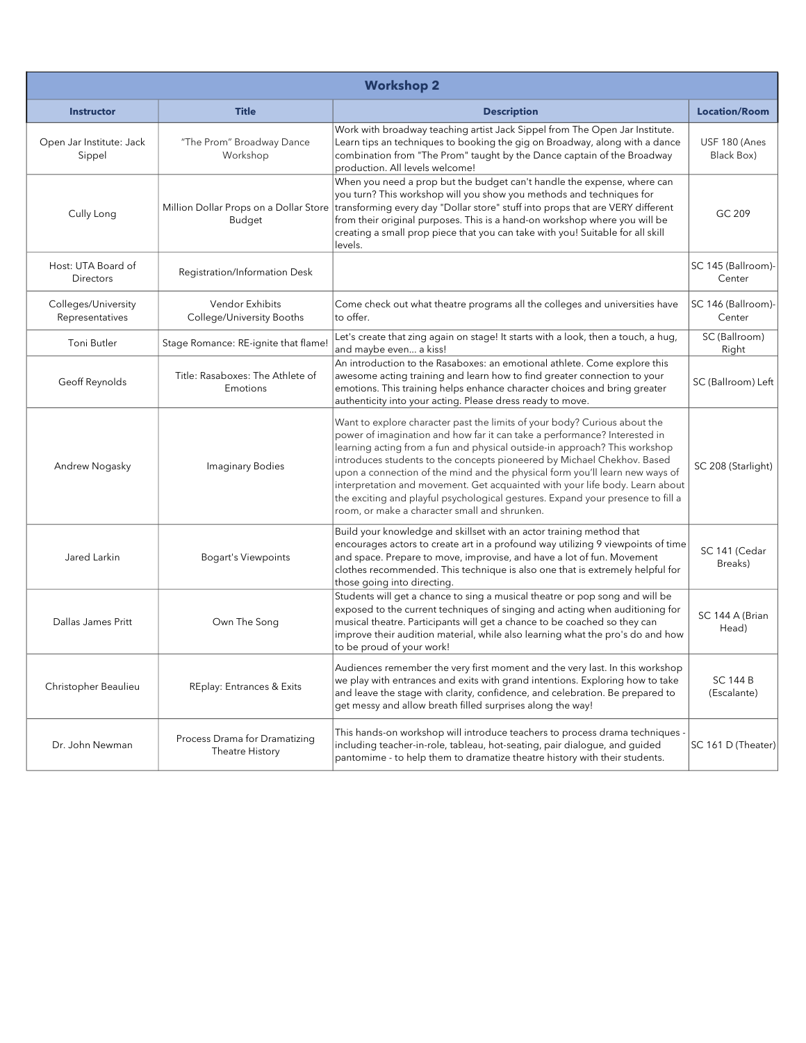## Workshop 2

| Instructor | Title | Description | Location/Room |
|---|---|---|---|
| Open Jar Institute: Jack Sippel | "The Prom" Broadway Dance Workshop | Work with broadway teaching artist Jack Sippel from The Open Jar Institute. Learn tips an techniques to booking the gig on Broadway, along with a dance combination from "The Prom" taught by the Dance captain of the Broadway production. All levels welcome! | USF 180 (Anes Black Box) |
| Cully Long | Million Dollar Props on a Dollar Store Budget | When you need a prop but the budget can't handle the expense, where can you turn? This workshop will you show you methods and techniques for transforming every day "Dollar store" stuff into props that are VERY different from their original purposes. This is a hand-on workshop where you will be creating a small prop piece that you can take with you! Suitable for all skill levels. | GC 209 |
| Host: UTA Board of Directors | Registration/Information Desk | | SC 145 (Ballroom)-Center |
| Colleges/University Representatives | Vendor Exhibits College/University Booths | Come check out what theatre programs all the colleges and universities have to offer. | SC 146 (Ballroom)-Center |
| Toni Butler | Stage Romance: RE-ignite that flame! | Let's create that zing again on stage! It starts with a look, then a touch, a hug, and maybe even... a kiss! | SC (Ballroom) Right |
| Geoff Reynolds | Title: Rasaboxes: The Athlete of Emotions | An introduction to the Rasaboxes: an emotional athlete. Come explore this awesome acting training and learn how to find greater connection to your emotions. This training helps enhance character choices and bring greater authenticity into your acting. Please dress ready to move. | SC (Ballroom) Left |
| Andrew Nogasky | Imaginary Bodies | Want to explore character past the limits of your body? Curious about the power of imagination and how far it can take a performance? Interested in learning acting from a fun and physical outside-in approach? This workshop introduces students to the concepts pioneered by Michael Chekhov. Based upon a connection of the mind and the physical form you'll learn new ways of interpretation and movement. Get acquainted with your life body. Learn about the exciting and playful psychological gestures. Expand your presence to fill a room, or make a character small and shrunken. | SC 208 (Starlight) |
| Jared Larkin | Bogart's Viewpoints | Build your knowledge and skillset with an actor training method that encourages actors to create art in a profound way utilizing 9 viewpoints of time and space. Prepare to move, improvise, and have a lot of fun. Movement clothes recommended. This technique is also one that is extremely helpful for those going into directing. | SC 141 (Cedar Breaks) |
| Dallas James Pritt | Own The Song | Students will get a chance to sing a musical theatre or pop song and will be exposed to the current techniques of singing and acting when auditioning for musical theatre. Participants will get a chance to be coached so they can improve their audition material, while also learning what the pro's do and how to be proud of your work! | SC 144 A (Brian Head) |
| Christopher Beaulieu | REplay: Entrances & Exits | Audiences remember the very first moment and the very last. In this workshop we play with entrances and exits with grand intentions. Exploring how to take and leave the stage with clarity, confidence, and celebration. Be prepared to get messy and allow breath filled surprises along the way! | SC 144 B (Escalante) |
| Dr. John Newman | Process Drama for Dramatizing Theatre History | This hands-on workshop will introduce teachers to process drama techniques - including teacher-in-role, tableau, hot-seating, pair dialogue, and guided pantomime - to help them to dramatize theatre history with their students. | SC 161 D (Theater) |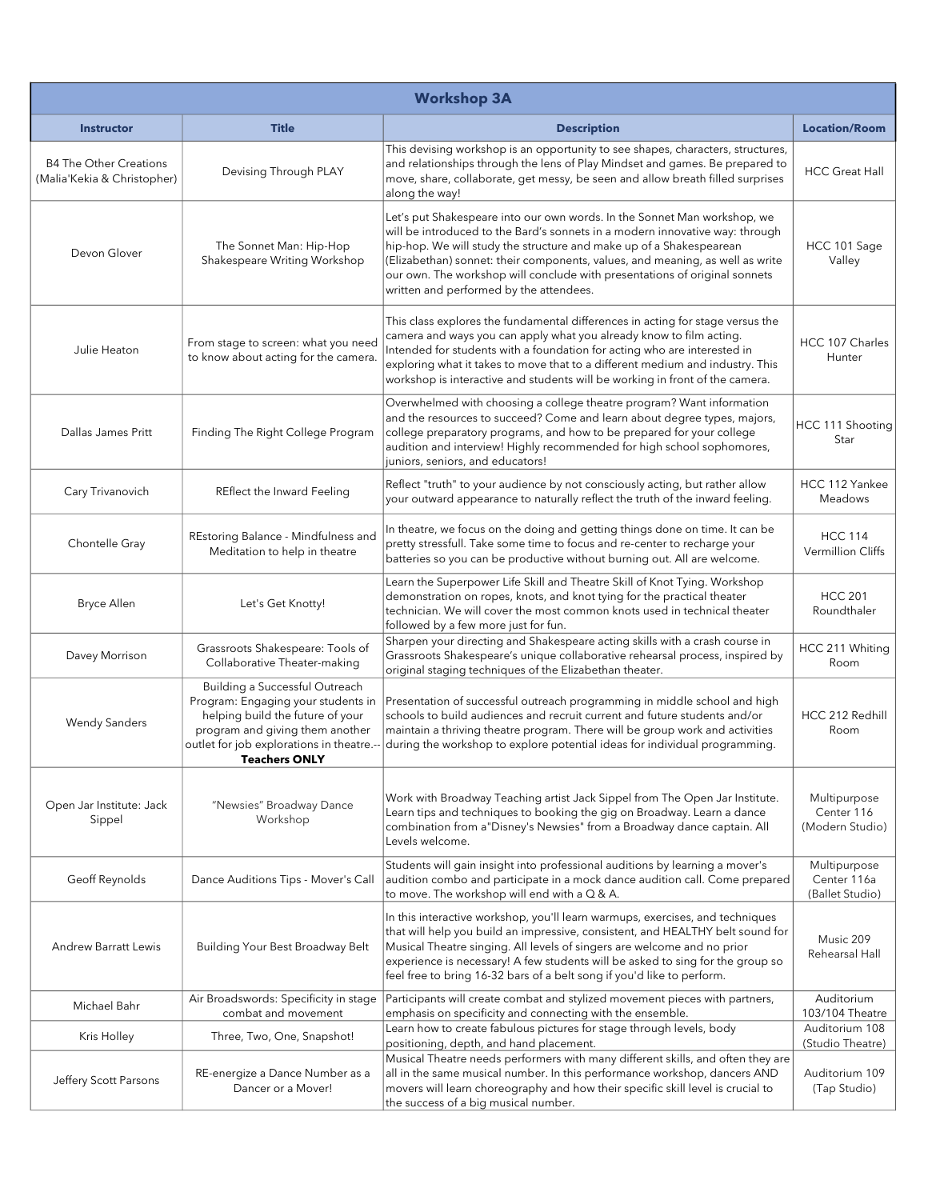## Workshop 3A

| Instructor | Title | Description | Location/Room |
|---|---|---|---|
| B4 The Other Creations (Malia'Kekia & Christopher) | Devising Through PLAY | This devising workshop is an opportunity to see shapes, characters, structures, and relationships through the lens of Play Mindset and games. Be prepared to move, share, collaborate, get messy, be seen and allow breath filled surprises along the way! | HCC Great Hall |
| Devon Glover | The Sonnet Man: Hip-Hop Shakespeare Writing Workshop | Let's put Shakespeare into our own words. In the Sonnet Man workshop, we will be introduced to the Bard's sonnets in a modern innovative way: through hip-hop. We will study the structure and make up of a Shakespearean (Elizabethan) sonnet: their components, values, and meaning, as well as write our own. The workshop will conclude with presentations of original sonnets written and performed by the attendees. | HCC 101 Sage Valley |
| Julie Heaton | From stage to screen: what you need to know about acting for the camera. | This class explores the fundamental differences in acting for stage versus the camera and ways you can apply what you already know to film acting. Intended for students with a foundation for acting who are interested in exploring what it takes to move that to a different medium and industry. This workshop is interactive and students will be working in front of the camera. | HCC 107 Charles Hunter |
| Dallas James Pritt | Finding The Right College Program | Overwhelmed with choosing a college theatre program? Want information and the resources to succeed? Come and learn about degree types, majors, college preparatory programs, and how to be prepared for your college audition and interview! Highly recommended for high school sophomores, juniors, seniors, and educators! | HCC 111 Shooting Star |
| Cary Trivanovich | REflect the Inward Feeling | Reflect "truth" to your audience by not consciously acting, but rather allow your outward appearance to naturally reflect the truth of the inward feeling. | HCC 112 Yankee Meadows |
| Chontelle Gray | REstoring Balance - Mindfulness and Meditation to help in theatre | In theatre, we focus on the doing and getting things done on time. It can be pretty stressfull. Take some time to focus and re-center to recharge your batteries so you can be productive without burning out. All are welcome. | HCC 114 Vermillion Cliffs |
| Bryce Allen | Let's Get Knotty! | Learn the Superpower Life Skill and Theatre Skill of Knot Tying. Workshop demonstration on ropes, knots, and knot tying for the practical theater technician. We will cover the most common knots used in technical theater followed by a few more just for fun. | HCC 201 Roundthaler |
| Davey Morrison | Grassroots Shakespeare: Tools of Collaborative Theater-making | Sharpen your directing and Shakespeare acting skills with a crash course in Grassroots Shakespeare's unique collaborative rehearsal process, inspired by original staging techniques of the Elizabethan theater. | HCC 211 Whiting Room |
| Wendy Sanders | Building a Successful Outreach Program: Engaging your students in helping build the future of your program and giving them another outlet for job explorations in theatre.-- **Teachers ONLY** | Presentation of successful outreach programming in middle school and high schools to build audiences and recruit current and future students and/or maintain a thriving theatre program. There will be group work and activities during the workshop to explore potential ideas for individual programming. | HCC 212 Redhill Room |
| Open Jar Institute: Jack Sippel | "Newsies" Broadway Dance Workshop | Work with Broadway Teaching artist Jack Sippel from The Open Jar Institute. Learn tips and techniques to booking the gig on Broadway. Learn a dance combination from a"Disney's Newsies" from a Broadway dance captain. All Levels welcome. | Multipurpose Center 116 (Modern Studio) |
| Geoff Reynolds | Dance Auditions Tips - Mover's Call | Students will gain insight into professional auditions by learning a mover's audition combo and participate in a mock dance audition call. Come prepared to move. The workshop will end with a Q & A. | Multipurpose Center 116a (Ballet Studio) |
| Andrew Barratt Lewis | Building Your Best Broadway Belt | In this interactive workshop, you'll learn warmups, exercises, and techniques that will help you build an impressive, consistent, and HEALTHY belt sound for Musical Theatre singing. All levels of singers are welcome and no prior experience is necessary! A few students will be asked to sing for the group so feel free to bring 16-32 bars of a belt song if you'd like to perform. | Music 209 Rehearsal Hall |
| Michael Bahr | Air Broadswords: Specificity in stage combat and movement | Participants will create combat and stylized movement pieces with partners, emphasis on specificity and connecting with the ensemble. | Auditorium 103/104 Theatre |
| Kris Holley | Three, Two, One, Snapshot! | Learn how to create fabulous pictures for stage through levels, body positioning, depth, and hand placement. | Auditorium 108 (Studio Theatre) |
| Jeffery Scott Parsons | RE-energize a Dance Number as a Dancer or a Mover! | Musical Theatre needs performers with many different skills, and often they are all in the same musical number. In this performance workshop, dancers AND movers will learn choreography and how their specific skill level is crucial to the success of a big musical number. | Auditorium 109 (Tap Studio) |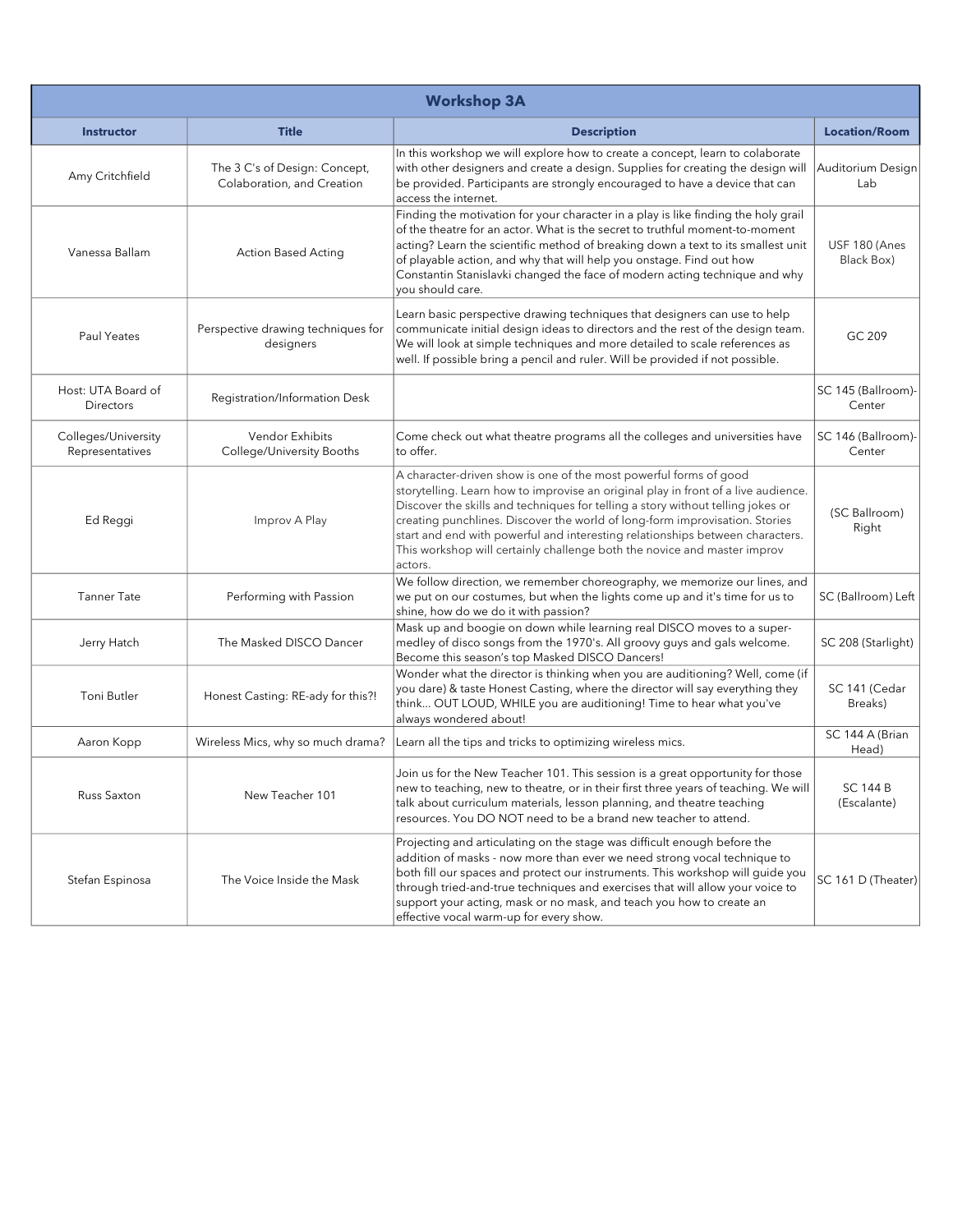## Workshop 3A

| Instructor | Title | Description | Location/Room |
|---|---|---|---|
| Amy Critchfield | The 3 C's of Design: Concept, Colaboration, and Creation | In this workshop we will explore how to create a concept, learn to colaborate with other designers and create a design. Supplies for creating the design will be provided. Participants are strongly encouraged to have a device that can access the internet. | Auditorium Design Lab |
| Vanessa Ballam | Action Based Acting | Finding the motivation for your character in a play is like finding the holy grail of the theatre for an actor. What is the secret to truthful moment-to-moment acting? Learn the scientific method of breaking down a text to its smallest unit of playable action, and why that will help you onstage. Find out how Constantin Stanislavki changed the face of modern acting technique and why you should care. | USF 180 (Anes Black Box) |
| Paul Yeates | Perspective drawing techniques for designers | Learn basic perspective drawing techniques that designers can use to help communicate initial design ideas to directors and the rest of the design team. We will look at simple techniques and more detailed to scale references as well. If possible bring a pencil and ruler. Will be provided if not possible. | GC 209 |
| Host: UTA Board of Directors | Registration/Information Desk | | SC 145 (Ballroom)-Center |
| Colleges/University Representatives | Vendor Exhibits College/University Booths | Come check out what theatre programs all the colleges and universities have to offer. | SC 146 (Ballroom)-Center |
| Ed Reggi | Improv A Play | A character-driven show is one of the most powerful forms of good storytelling. Learn how to improvise an original play in front of a live audience. Discover the skills and techniques for telling a story without telling jokes or creating punchlines. Discover the world of long-form improvisation. Stories start and end with powerful and interesting relationships between characters. This workshop will certainly challenge both the novice and master improv actors. | (SC Ballroom) Right |
| Tanner Tate | Performing with Passion | We follow direction, we remember choreography, we memorize our lines, and we put on our costumes, but when the lights come up and it's time for us to shine, how do we do it with passion? | SC (Ballroom) Left |
| Jerry Hatch | The Masked DISCO Dancer | Mask up and boogie on down while learning real DISCO moves to a super-medley of disco songs from the 1970's. All groovy guys and gals welcome. Become this season's top Masked DISCO Dancers! | SC 208 (Starlight) |
| Toni Butler | Honest Casting: RE-ady for this?! | Wonder what the director is thinking when you are auditioning? Well, come (if you dare) & taste Honest Casting, where the director will say everything they think... OUT LOUD, WHILE you are auditioning! Time to hear what you've always wondered about! | SC 141 (Cedar Breaks) |
| Aaron Kopp | Wireless Mics, why so much drama? | Learn all the tips and tricks to optimizing wireless mics. | SC 144 A (Brian Head) |
| Russ Saxton | New Teacher 101 | Join us for the New Teacher 101. This session is a great opportunity for those new to teaching, new to theatre, or in their first three years of teaching. We will talk about curriculum materials, lesson planning, and theatre teaching resources. You DO NOT need to be a brand new teacher to attend. | SC 144 B (Escalante) |
| Stefan Espinosa | The Voice Inside the Mask | Projecting and articulating on the stage was difficult enough before the addition of masks - now more than ever we need strong vocal technique to both fill our spaces and protect our instruments. This workshop will guide you through tried-and-true techniques and exercises that will allow your voice to support your acting, mask or no mask, and teach you how to create an effective vocal warm-up for every show. | SC 161 D (Theater) |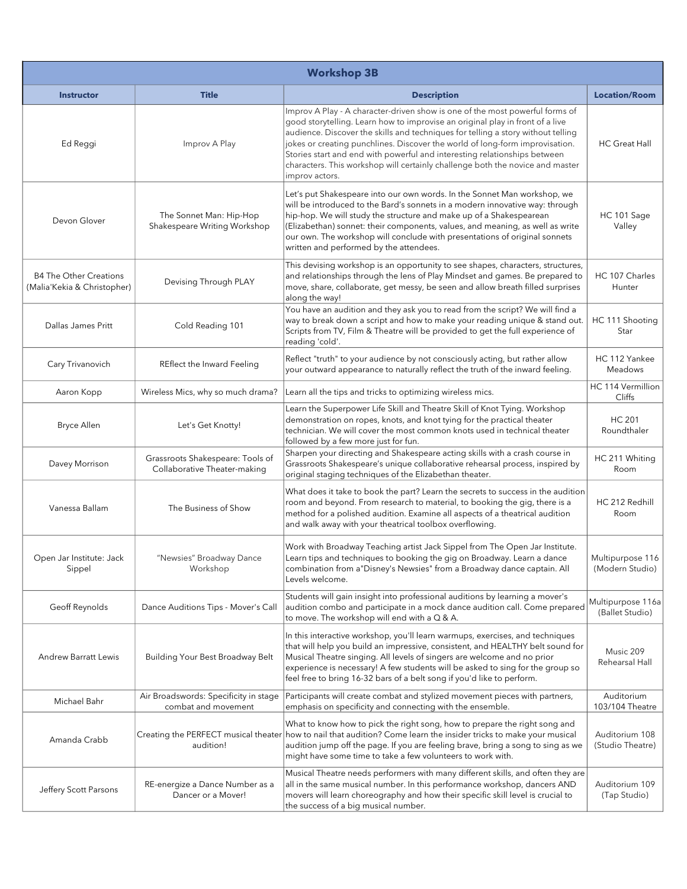## Workshop 3B

| Instructor | Title | Description | Location/Room |
|---|---|---|---|
| Ed Reggi | Improv A Play | Improv A Play - A character-driven show is one of the most powerful forms of good storytelling. Learn how to improvise an original play in front of a live audience. Discover the skills and techniques for telling a story without telling jokes or creating punchlines. Discover the world of long-form improvisation. Stories start and end with powerful and interesting relationships between characters. This workshop will certainly challenge both the novice and master improv actors. | HC Great Hall |
| Devon Glover | The Sonnet Man: Hip-Hop Shakespeare Writing Workshop | Let's put Shakespeare into our own words. In the Sonnet Man workshop, we will be introduced to the Bard's sonnets in a modern innovative way: through hip-hop. We will study the structure and make up of a Shakespearean (Elizabethan) sonnet: their components, values, and meaning, as well as write our own. The workshop will conclude with presentations of original sonnets written and performed by the attendees. | HC 101 Sage Valley |
| B4 The Other Creations (Malia'Kekia & Christopher) | Devising Through PLAY | This devising workshop is an opportunity to see shapes, characters, structures, and relationships through the lens of Play Mindset and games. Be prepared to move, share, collaborate, get messy, be seen and allow breath filled surprises along the way! | HC 107 Charles Hunter |
| Dallas James Pritt | Cold Reading 101 | You have an audition and they ask you to read from the script? We will find a way to break down a script and how to make your reading unique & stand out. Scripts from TV, Film & Theatre will be provided to get the full experience of reading 'cold'. | HC 111 Shooting Star |
| Cary Trivanovich | REflect the Inward Feeling | Reflect "truth" to your audience by not consciously acting, but rather allow your outward appearance to naturally reflect the truth of the inward feeling. | HC 112 Yankee Meadows |
| Aaron Kopp | Wireless Mics, why so much drama? | Learn all the tips and tricks to optimizing wireless mics. | HC 114 Vermillion Cliffs |
| Bryce Allen | Let's Get Knotty! | Learn the Superpower Life Skill and Theatre Skill of Knot Tying. Workshop demonstration on ropes, knots, and knot tying for the practical theater technician. We will cover the most common knots used in technical theater followed by a few more just for fun. | HC 201 Roundthaler |
| Davey Morrison | Grassroots Shakespeare: Tools of Collaborative Theater-making | Sharpen your directing and Shakespeare acting skills with a crash course in Grassroots Shakespeare's unique collaborative rehearsal process, inspired by original staging techniques of the Elizabethan theater. | HC 211 Whiting Room |
| Vanessa Ballam | The Business of Show | What does it take to book the part? Learn the secrets to success in the audition room and beyond. From research to material, to booking the gig, there is a method for a polished audition. Examine all aspects of a theatrical audition and walk away with your theatrical toolbox overflowing. | HC 212 Redhill Room |
| Open Jar Institute: Jack Sippel | "Newsies" Broadway Dance Workshop | Work with Broadway Teaching artist Jack Sippel from The Open Jar Institute. Learn tips and techniques to booking the gig on Broadway. Learn a dance combination from a"Disney's Newsies" from a Broadway dance captain. All Levels welcome. | Multipurpose 116 (Modern Studio) |
| Geoff Reynolds | Dance Auditions Tips - Mover's Call | Students will gain insight into professional auditions by learning a mover's audition combo and participate in a mock dance audition call. Come prepared to move. The workshop will end with a Q & A. | Multipurpose 116a (Ballet Studio) |
| Andrew Barratt Lewis | Building Your Best Broadway Belt | In this interactive workshop, you'll learn warmups, exercises, and techniques that will help you build an impressive, consistent, and HEALTHY belt sound for Musical Theatre singing. All levels of singers are welcome and no prior experience is necessary! A few students will be asked to sing for the group so feel free to bring 16-32 bars of a belt song if you'd like to perform. | Music 209 Rehearsal Hall |
| Michael Bahr | Air Broadswords: Specificity in stage combat and movement | Participants will create combat and stylized movement pieces with partners, emphasis on specificity and connecting with the ensemble. | Auditorium 103/104 Theatre |
| Amanda Crabb | Creating the PERFECT musical theater audition! | What to know how to pick the right song, how to prepare the right song and how to nail that audition? Come learn the insider tricks to make your musical audition jump off the page. If you are feeling brave, bring a song to sing as we might have some time to take a few volunteers to work with. | Auditorium 108 (Studio Theatre) |
| Jeffery Scott Parsons | RE-energize a Dance Number as a Dancer or a Mover! | Musical Theatre needs performers with many different skills, and often they are all in the same musical number. In this performance workshop, dancers AND movers will learn choreography and how their specific skill level is crucial to the success of a big musical number. | Auditorium 109 (Tap Studio) |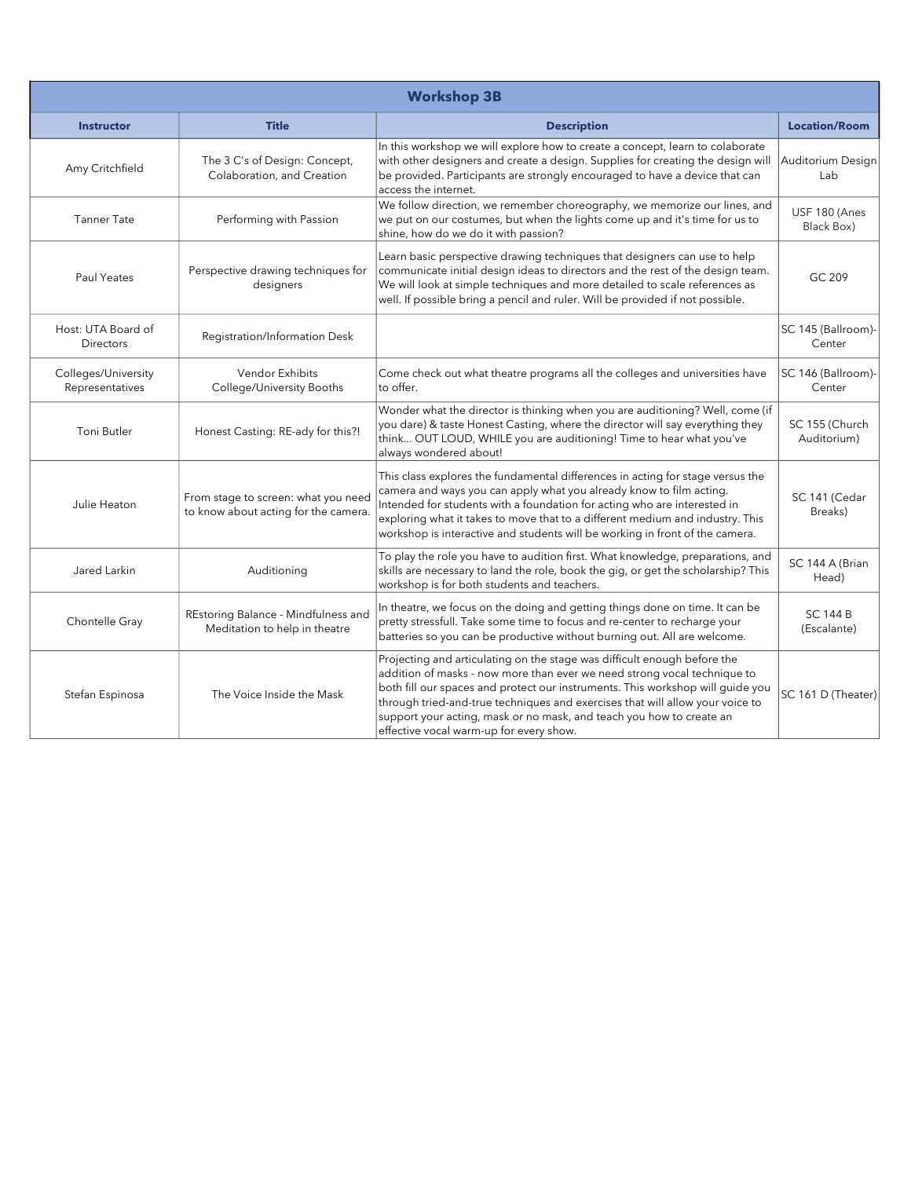## Workshop 3B

| Instructor | Title | Description | Location/Room |
|---|---|---|---|
| Amy Critchfield | The 3 C's of Design: Concept, Colaboration, and Creation | In this workshop we will explore how to create a concept, learn to colaborate with other designers and create a design. Supplies for creating the design will be provided. Participants are strongly encouraged to have a device that can access the internet. | Auditorium Design Lab |
| Tanner Tate | Performing with Passion | We follow direction, we remember choreography, we memorize our lines, and we put on our costumes, but when the lights come up and it's time for us to shine, how do we do it with passion? | USF 180 (Anes Black Box) |
| Paul Yeates | Perspective drawing techniques for designers | Learn basic perspective drawing techniques that designers can use to help communicate initial design ideas to directors and the rest of the design team. We will look at simple techniques and more detailed to scale references as well. If possible bring a pencil and ruler. Will be provided if not possible. | GC 209 |
| Host: UTA Board of Directors | Registration/Information Desk | | SC 145 (Ballroom)-Center |
| Colleges/University Representatives | Vendor Exhibits College/University Booths | Come check out what theatre programs all the colleges and universities have to offer. | SC 146 (Ballroom)-Center |
| Toni Butler | Honest Casting: RE-ady for this?! | Wonder what the director is thinking when you are auditioning? Well, come (if you dare) & taste Honest Casting, where the director will say everything they think... OUT LOUD, WHILE you are auditioning! Time to hear what you've always wondered about! | SC 155 (Church Auditorium) |
| Julie Heaton | From stage to screen: what you need to know about acting for the camera. | This class explores the fundamental differences in acting for stage versus the camera and ways you can apply what you already know to film acting. Intended for students with a foundation for acting who are interested in exploring what it takes to move that to a different medium and industry. This workshop is interactive and students will be working in front of the camera. | SC 141 (Cedar Breaks) |
| Jared Larkin | Auditioning | To play the role you have to audition first. What knowledge, preparations, and skills are necessary to land the role, book the gig, or get the scholarship? This workshop is for both students and teachers. | SC 144 A (Brian Head) |
| Chontelle Gray | REstoring Balance - Mindfulness and Meditation to help in theatre | In theatre, we focus on the doing and getting things done on time. It can be pretty stressfull. Take some time to focus and re-center to recharge your batteries so you can be productive without burning out. All are welcome. | SC 144 B (Escalante) |
| Stefan Espinosa | The Voice Inside the Mask | Projecting and articulating on the stage was difficult enough before the addition of masks - now more than ever we need strong vocal technique to both fill our spaces and protect our instruments. This workshop will guide you through tried-and-true techniques and exercises that will allow your voice to support your acting, mask or no mask, and teach you how to create an effective vocal warm-up for every show. | SC 161 D (Theater) |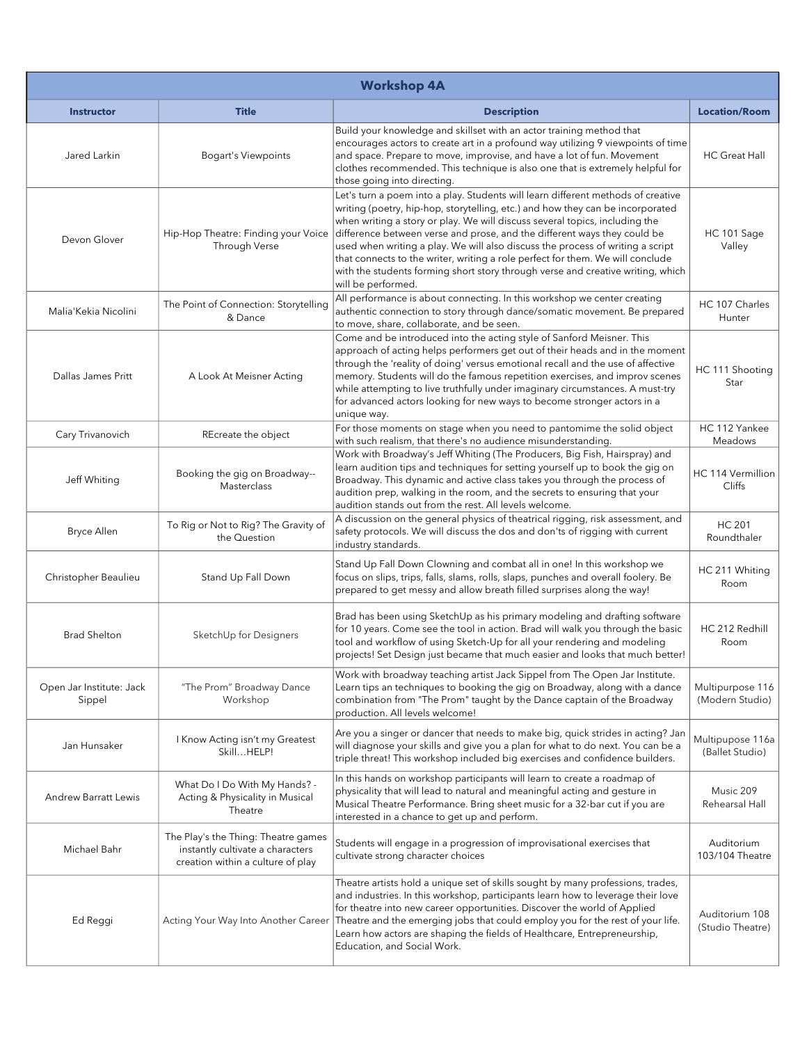## Workshop 4A

| Instructor | Title | Description | Location/Room |
|---|---|---|---|
| Jared Larkin | Bogart's Viewpoints | Build your knowledge and skillset with an actor training method that encourages actors to create art in a profound way utilizing 9 viewpoints of time and space. Prepare to move, improvise, and have a lot of fun. Movement clothes recommended. This technique is also one that is extremely helpful for those going into directing. | HC Great Hall |
| Devon Glover | Hip-Hop Theatre: Finding your Voice Through Verse | Let's turn a poem into a play. Students will learn different methods of creative writing (poetry, hip-hop, storytelling, etc.) and how they can be incorporated when writing a story or play. We will discuss several topics, including the difference between verse and prose, and the different ways they could be used when writing a play. We will also discuss the process of writing a script that connects to the writer, writing a role perfect for them. We will conclude with the students forming short story through verse and creative writing, which will be performed. | HC 101 Sage Valley |
| Malia'Kekia Nicolini | The Point of Connection: Storytelling & Dance | All performance is about connecting. In this workshop we center creating authentic connection to story through dance/somatic movement. Be prepared to move, share, collaborate, and be seen. | HC 107 Charles Hunter |
| Dallas James Pritt | A Look At Meisner Acting | Come and be introduced into the acting style of Sanford Meisner. This approach of acting helps performers get out of their heads and in the moment through the 'reality of doing' versus emotional recall and the use of affective memory. Students will do the famous repetition exercises, and improv scenes while attempting to live truthfully under imaginary circumstances. A must-try for advanced actors looking for new ways to become stronger actors in a unique way. | HC 111 Shooting Star |
| Cary Trivanovich | REcreate the object | For those moments on stage when you need to pantomime the solid object with such realism, that there's no audience misunderstanding. | HC 112 Yankee Meadows |
| Jeff Whiting | Booking the gig on Broadway--Masterclass | Work with Broadway's Jeff Whiting (The Producers, Big Fish, Hairspray) and learn audition tips and techniques for setting yourself up to book the gig on Broadway. This dynamic and active class takes you through the process of audition prep, walking in the room, and the secrets to ensuring that your audition stands out from the rest. All levels welcome. | HC 114 Vermillion Cliffs |
| Bryce Allen | To Rig or Not to Rig? The Gravity of the Question | A discussion on the general physics of theatrical rigging, risk assessment, and safety protocols. We will discuss the dos and don'ts of rigging with current industry standards. | HC 201 Roundthaler |
| Christopher Beaulieu | Stand Up Fall Down | Stand Up Fall Down Clowning and combat all in one! In this workshop we focus on slips, trips, falls, slams, rolls, slaps, punches and overall foolery. Be prepared to get messy and allow breath filled surprises along the way! | HC 211 Whiting Room |
| Brad Shelton | SketchUp for Designers | Brad has been using SketchUp as his primary modeling and drafting software for 10 years. Come see the tool in action. Brad will walk you through the basic tool and workflow of using Sketch-Up for all your rendering and modeling projects! Set Design just became that much easier and looks that much better! | HC 212 Redhill Room |
| Open Jar Institute: Jack Sippel | "The Prom" Broadway Dance Workshop | Work with broadway teaching artist Jack Sippel from The Open Jar Institute. Learn tips an techniques to booking the gig on Broadway, along with a dance combination from "The Prom" taught by the Dance captain of the Broadway production. All levels welcome! | Multipurpose 116 (Modern Studio) |
| Jan Hunsaker | I Know Acting isn't my Greatest Skill…HELP! | Are you a singer or dancer that needs to make big, quick strides in acting? Jan will diagnose your skills and give you a plan for what to do next. You can be a triple threat! This workshop included big exercises and confidence builders. | Multipupose 116a (Ballet Studio) |
| Andrew Barratt Lewis | What Do I Do With My Hands? - Acting & Physicality in Musical Theatre | In this hands on workshop participants will learn to create a roadmap of physicality that will lead to natural and meaningful acting and gesture in Musical Theatre Performance. Bring sheet music for a 32-bar cut if you are interested in a chance to get up and perform. | Music 209 Rehearsal Hall |
| Michael Bahr | The Play's the Thing: Theatre games instantly cultivate a characters creation within a culture of play | Students will engage in a progression of improvisational exercises that cultivate strong character choices | Auditorium 103/104 Theatre |
| Ed Reggi | Acting Your Way Into Another Career | Theatre artists hold a unique set of skills sought by many professions, trades, and industries. In this workshop, participants learn how to leverage their love for theatre into new career opportunities. Discover the world of Applied Theatre and the emerging jobs that could employ you for the rest of your life. Learn how actors are shaping the fields of Healthcare, Entrepreneurship, Education, and Social Work. | Auditorium 108 (Studio Theatre) |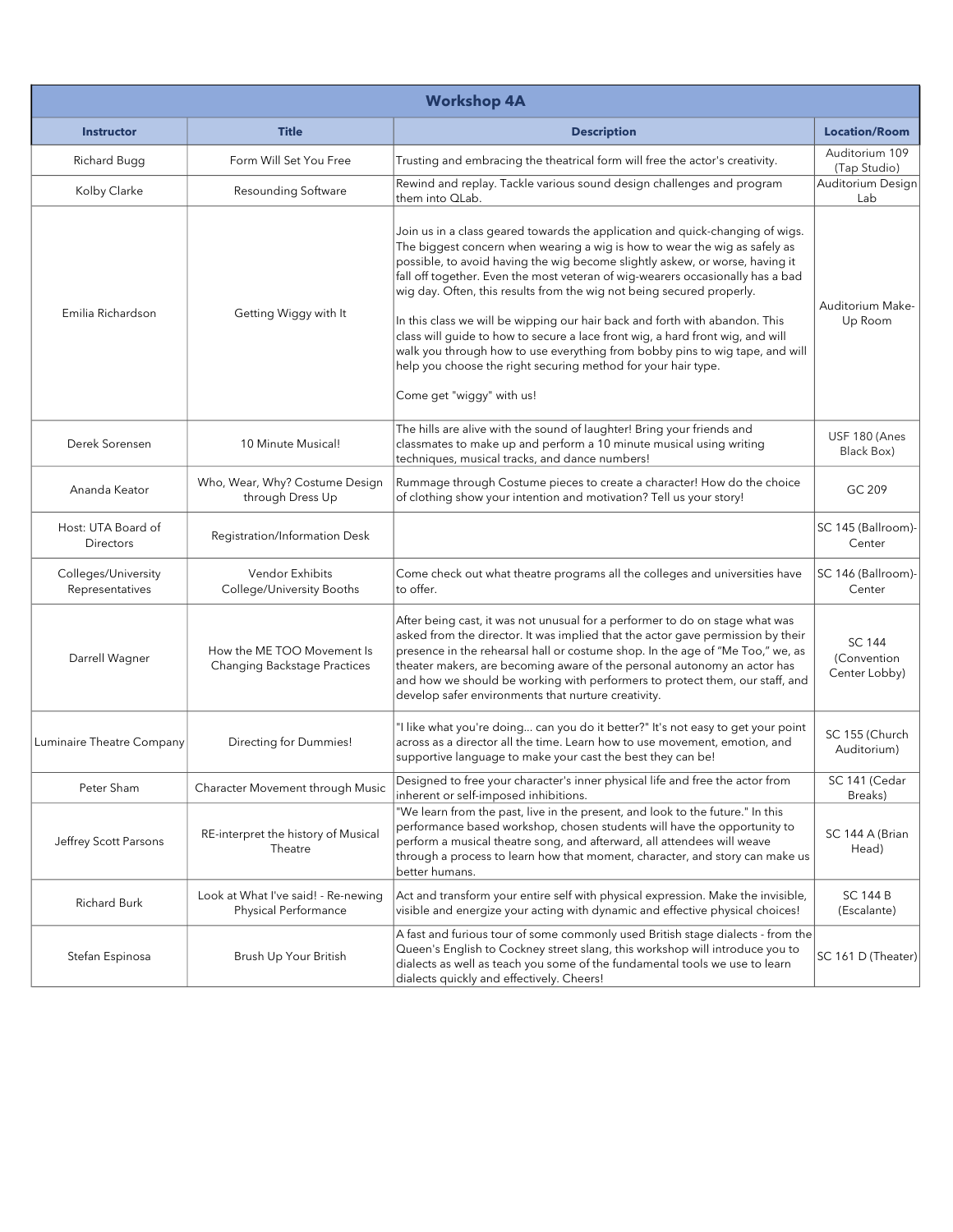## Workshop 4A

| Instructor | Title | Description | Location/Room |
|---|---|---|---|
| Richard Bugg | Form Will Set You Free | Trusting and embracing the theatrical form will free the actor's creativity. | Auditorium 109 (Tap Studio) |
| Kolby Clarke | Resounding Software | Rewind and replay. Tackle various sound design challenges and program them into QLab. | Auditorium Design Lab |
| Emilia Richardson | Getting Wiggy with It | Join us in a class geared towards the application and quick-changing of wigs. The biggest concern when wearing a wig is how to wear the wig as safely as possible, to avoid having the wig become slightly askew, or worse, having it fall off together. Even the most veteran of wig-wearers occasionally has a bad wig day. Often, this results from the wig not being secured properly.<br><br>In this class we will be wipping our hair back and forth with abandon. This class will guide to how to secure a lace front wig, a hard front wig, and will walk you through how to use everything from bobby pins to wig tape, and will help you choose the right securing method for your hair type.<br><br>Come get "wiggy" with us! | Auditorium Make-Up Room |
| Derek Sorensen | 10 Minute Musical! | The hills are alive with the sound of laughter! Bring your friends and classmates to make up and perform a 10 minute musical using writing techniques, musical tracks, and dance numbers! | USF 180 (Anes Black Box) |
| Ananda Keator | Who, Wear, Why? Costume Design through Dress Up | Rummage through Costume pieces to create a character! How do the choice of clothing show your intention and motivation? Tell us your story! | GC 209 |
| Host: UTA Board of Directors | Registration/Information Desk | | SC 145 (Ballroom)-Center |
| Colleges/University Representatives | Vendor Exhibits College/University Booths | Come check out what theatre programs all the colleges and universities have to offer. | SC 146 (Ballroom)-Center |
| Darrell Wagner | How the ME TOO Movement Is Changing Backstage Practices | After being cast, it was not unusual for a performer to do on stage what was asked from the director. It was implied that the actor gave permission by their presence in the rehearsal hall or costume shop. In the age of "Me Too," we, as theater makers, are becoming aware of the personal autonomy an actor has and how we should be working with performers to protect them, our staff, and develop safer environments that nurture creativity. | SC 144 (Convention Center Lobby) |
| Luminaire Theatre Company | Directing for Dummies! | "I like what you're doing... can you do it better?" It's not easy to get your point across as a director all the time. Learn how to use movement, emotion, and supportive language to make your cast the best they can be! | SC 155 (Church Auditorium) |
| Peter Sham | Character Movement through Music | Designed to free your character's inner physical life and free the actor from inherent or self-imposed inhibitions. | SC 141 (Cedar Breaks) |
| Jeffrey Scott Parsons | RE-interpret the history of Musical Theatre | "We learn from the past, live in the present, and look to the future." In this performance based workshop, chosen students will have the opportunity to perform a musical theatre song, and afterward, all attendees will weave through a process to learn how that moment, character, and story can make us better humans. | SC 144 A (Brian Head) |
| Richard Burk | Look at What I've said! - Re-newing Physical Performance | Act and transform your entire self with physical expression. Make the invisible, visible and energize your acting with dynamic and effective physical choices! | SC 144 B (Escalante) |
| Stefan Espinosa | Brush Up Your British | A fast and furious tour of some commonly used British stage dialects - from the Queen's English to Cockney street slang, this workshop will introduce you to dialects as well as teach you some of the fundamental tools we use to learn dialects quickly and effectively. Cheers! | SC 161 D (Theater) |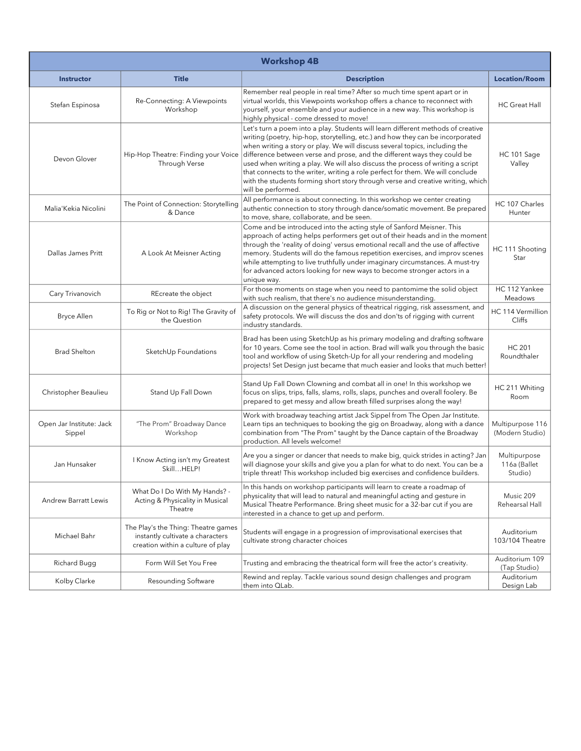| Workshop 4B | | | |
|---|---|---|---|
| **Instructor** | **Title** | **Description** | **Location/Room** |
| Stefan Espinosa | Re-Connecting: A Viewpoints Workshop | Remember real people in real time? After so much time spent apart or in virtual worlds, this Viewpoints workshop offers a chance to reconnect with yourself, your ensemble and your audience in a new way. This workshop is highly physical - come dressed to move! | HC Great Hall |
| Devon Glover | Hip-Hop Theatre: Finding your Voice Through Verse | Let's turn a poem into a play. Students will learn different methods of creative writing (poetry, hip-hop, storytelling, etc.) and how they can be incorporated when writing a story or play. We will discuss several topics, including the difference between verse and prose, and the different ways they could be used when writing a play. We will also discuss the process of writing a script that connects to the writer, writing a role perfect for them. We will conclude with the students forming short story through verse and creative writing, which will be performed. | HC 101 Sage Valley |
| Malia'Kekia Nicolini | The Point of Connection: Storytelling & Dance | All performance is about connecting. In this workshop we center creating authentic connection to story through dance/somatic movement. Be prepared to move, share, collaborate, and be seen. | HC 107 Charles Hunter |
| Dallas James Pritt | A Look At Meisner Acting | Come and be introduced into the acting style of Sanford Meisner. This approach of acting helps performers get out of their heads and in the moment through the 'reality of doing' versus emotional recall and the use of affective memory. Students will do the famous repetition exercises, and improv scenes while attempting to live truthfully under imaginary circumstances. A must-try for advanced actors looking for new ways to become stronger actors in a unique way. | HC 111 Shooting Star |
| Cary Trivanovich | REcreate the object | For those moments on stage when you need to pantomime the solid object with such realism, that there's no audience misunderstanding. | HC 112 Yankee Meadows |
| Bryce Allen | To Rig or Not to Rig! The Gravity of the Question | A discussion on the general physics of theatrical rigging, risk assessment, and safety protocols. We will discuss the dos and don'ts of rigging with current industry standards. | HC 114 Vermillion Cliffs |
| Brad Shelton | SketchUp Foundations | Brad has been using SketchUp as his primary modeling and drafting software for 10 years. Come see the tool in action. Brad will walk you through the basic tool and workflow of using Sketch-Up for all your rendering and modeling projects! Set Design just became that much easier and looks that much better! | HC 201 Roundthaler |
| Christopher Beaulieu | Stand Up Fall Down | Stand Up Fall Down Clowning and combat all in one! In this workshop we focus on slips, trips, falls, slams, rolls, slaps, punches and overall foolery. Be prepared to get messy and allow breath filled surprises along the way! | HC 211 Whiting Room |
| Open Jar Institute: Jack Sippel | "The Prom" Broadway Dance Workshop | Work with broadway teaching artist Jack Sippel from The Open Jar Institute. Learn tips an techniques to booking the gig on Broadway, along with a dance combination from "The Prom" taught by the Dance captain of the Broadway production. All levels welcome! | Multipurpose 116 (Modern Studio) |
| Jan Hunsaker | I Know Acting isn't my Greatest Skill…HELP! | Are you a singer or dancer that needs to make big, quick strides in acting? Jan will diagnose your skills and give you a plan for what to do next. You can be a triple threat! This workshop included big exercises and confidence builders. | Multipurpose 116a (Ballet Studio) |
| Andrew Barratt Lewis | What Do I Do With My Hands? - Acting & Physicality in Musical Theatre | In this hands on workshop participants will learn to create a roadmap of physicality that will lead to natural and meaningful acting and gesture in Musical Theatre Performance. Bring sheet music for a 32-bar cut if you are interested in a chance to get up and perform. | Music 209 Rehearsal Hall |
| Michael Bahr | The Play's the Thing: Theatre games instantly cultivate a characters creation within a culture of play | Students will engage in a progression of improvisational exercises that cultivate strong character choices | Auditorium 103/104 Theatre |
| Richard Bugg | Form Will Set You Free | Trusting and embracing the theatrical form will free the actor's creativity. | Auditorium 109 (Tap Studio) |
| Kolby Clarke | Resounding Software | Rewind and replay. Tackle various sound design challenges and program them into QLab. | Auditorium Design Lab |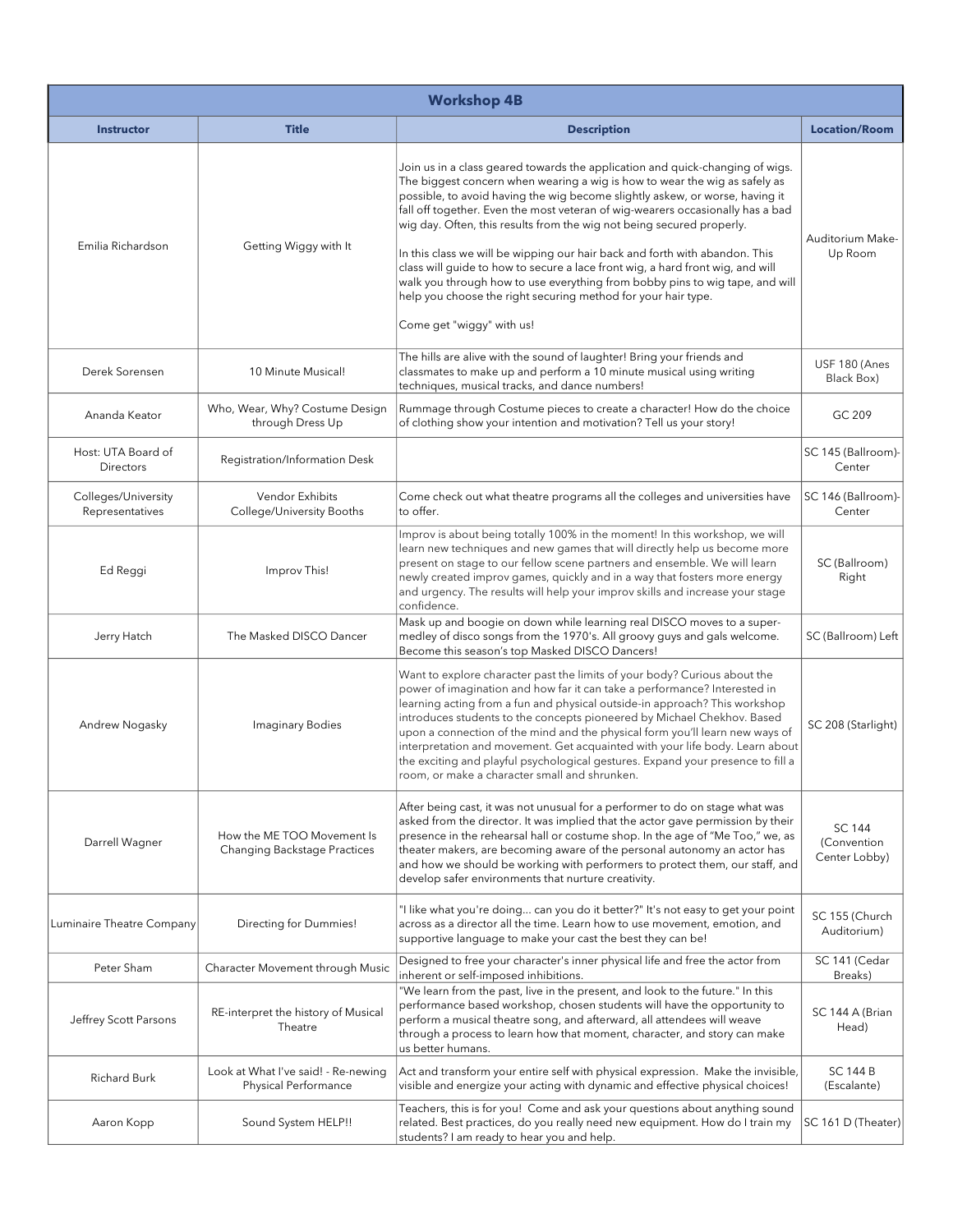## Workshop 4B

| Instructor | Title | Description | Location/Room |
|---|---|---|---|
| Emilia Richardson | Getting Wiggy with It | Join us in a class geared towards the application and quick-changing of wigs. The biggest concern when wearing a wig is how to wear the wig as safely as possible, to avoid having the wig become slightly askew, or worse, having it fall off together. Even the most veteran of wig-wearers occasionally has a bad wig day. Often, this results from the wig not being secured properly.<br><br>In this class we will be wipping our hair back and forth with abandon. This class will guide to how to secure a lace front wig, a hard front wig, and will walk you through how to use everything from bobby pins to wig tape, and will help you choose the right securing method for your hair type.<br><br>Come get "wiggy" with us! | Auditorium Make-Up Room |
| Derek Sorensen | 10 Minute Musical! | The hills are alive with the sound of laughter! Bring your friends and classmates to make up and perform a 10 minute musical using writing techniques, musical tracks, and dance numbers! | USF 180 (Anes Black Box) |
| Ananda Keator | Who, Wear, Why? Costume Design through Dress Up | Rummage through Costume pieces to create a character! How do the choice of clothing show your intention and motivation? Tell us your story! | GC 209 |
| Host: UTA Board of Directors | Registration/Information Desk | | SC 145 (Ballroom)-Center |
| Colleges/University Representatives | Vendor Exhibits College/University Booths | Come check out what theatre programs all the colleges and universities have to offer. | SC 146 (Ballroom)-Center |
| Ed Reggi | Improv This! | Improv is about being totally 100% in the moment! In this workshop, we will learn new techniques and new games that will directly help us become more present on stage to our fellow scene partners and ensemble. We will learn newly created improv games, quickly and in a way that fosters more energy and urgency. The results will help your improv skills and increase your stage confidence. | SC (Ballroom) Right |
| Jerry Hatch | The Masked DISCO Dancer | Mask up and boogie on down while learning real DISCO moves to a super-medley of disco songs from the 1970's. All groovy guys and gals welcome. Become this season's top Masked DISCO Dancers! | SC (Ballroom) Left |
| Andrew Nogasky | Imaginary Bodies | Want to explore character past the limits of your body? Curious about the power of imagination and how far it can take a performance? Interested in learning acting from a fun and physical outside-in approach? This workshop introduces students to the concepts pioneered by Michael Chekhov. Based upon a connection of the mind and the physical form you'll learn new ways of interpretation and movement. Get acquainted with your life body. Learn about the exciting and playful psychological gestures. Expand your presence to fill a room, or make a character small and shrunken. | SC 208 (Starlight) |
| Darrell Wagner | How the ME TOO Movement Is Changing Backstage Practices | After being cast, it was not unusual for a performer to do on stage what was asked from the director. It was implied that the actor gave permission by their presence in the rehearsal hall or costume shop. In the age of "Me Too," we, as theater makers, are becoming aware of the personal autonomy an actor has and how we should be working with performers to protect them, our staff, and develop safer environments that nurture creativity. | SC 144 (Convention Center Lobby) |
| Luminaire Theatre Company | Directing for Dummies! | "I like what you're doing... can you do it better?" It's not easy to get your point across as a director all the time. Learn how to use movement, emotion, and supportive language to make your cast the best they can be! | SC 155 (Church Auditorium) |
| Peter Sham | Character Movement through Music | Designed to free your character's inner physical life and free the actor from inherent or self-imposed inhibitions. | SC 141 (Cedar Breaks) |
| Jeffrey Scott Parsons | RE-interpret the history of Musical Theatre | "We learn from the past, live in the present, and look to the future." In this performance based workshop, chosen students will have the opportunity to perform a musical theatre song, and afterward, all attendees will weave through a process to learn how that moment, character, and story can make us better humans. | SC 144 A (Brian Head) |
| Richard Burk | Look at What I've said! - Re-newing Physical Performance | Act and transform your entire self with physical expression. Make the invisible, visible and energize your acting with dynamic and effective physical choices! | SC 144 B (Escalante) |
| Aaron Kopp | Sound System HELP!! | Teachers, this is for you! Come and ask your questions about anything sound related. Best practices, do you really need new equipment. How do I train my students? I am ready to hear you and help. | SC 161 D (Theater) |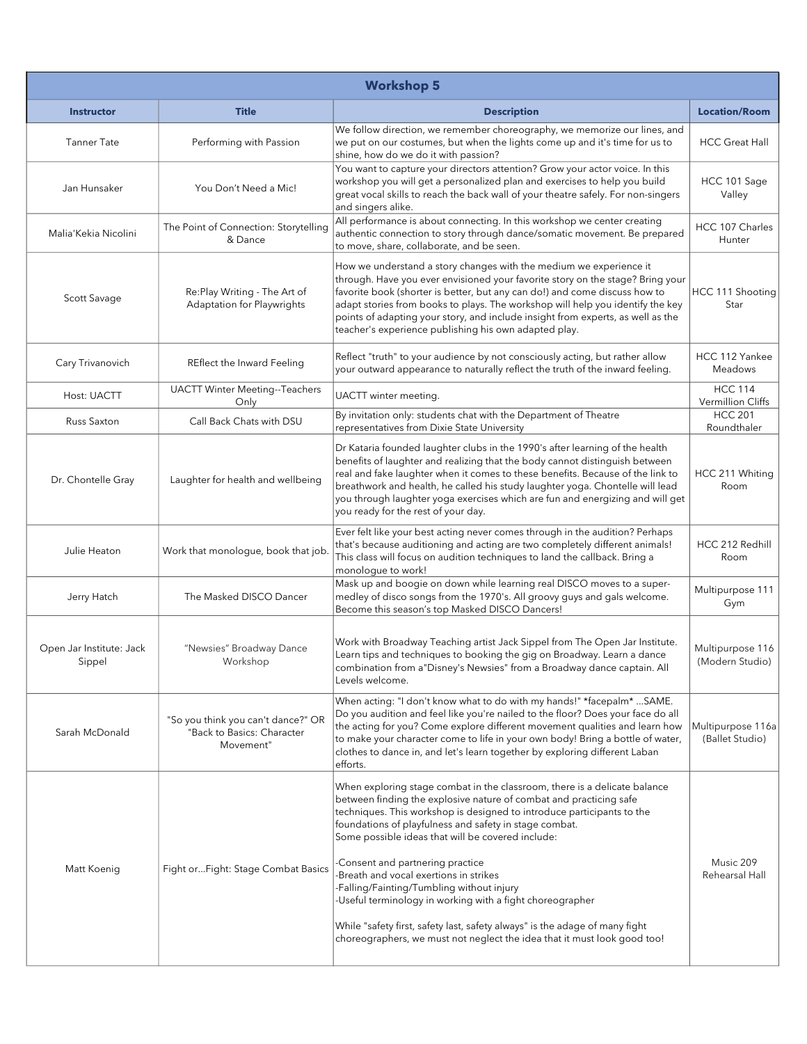## Workshop 5

| Instructor | Title | Description | Location/Room |
|---|---|---|---|
| Tanner Tate | Performing with Passion | We follow direction, we remember choreography, we memorize our lines, and we put on our costumes, but when the lights come up and it's time for us to shine, how do we do it with passion? | HCC Great Hall |
| Jan Hunsaker | You Don't Need a Mic! | You want to capture your directors attention? Grow your actor voice. In this workshop you will get a personalized plan and exercises to help you build great vocal skills to reach the back wall of your theatre safely. For non-singers and singers alike. | HCC 101 Sage Valley |
| Malia'Kekia Nicolini | The Point of Connection: Storytelling & Dance | All performance is about connecting. In this workshop we center creating authentic connection to story through dance/somatic movement. Be prepared to move, share, collaborate, and be seen. | HCC 107 Charles Hunter |
| Scott Savage | Re:Play Writing - The Art of Adaptation for Playwrights | How we understand a story changes with the medium we experience it through. Have you ever envisioned your favorite story on the stage? Bring your favorite book (shorter is better, but any can do!) and come discuss how to adapt stories from books to plays. The workshop will help you identify the key points of adapting your story, and include insight from experts, as well as the teacher's experience publishing his own adapted play. | HCC 111 Shooting Star |
| Cary Trivanovich | REflect the Inward Feeling | Reflect "truth" to your audience by not consciously acting, but rather allow your outward appearance to naturally reflect the truth of the inward feeling. | HCC 112 Yankee Meadows |
| Host: UACTT | UACTT Winter Meeting--Teachers Only | UACTT winter meeting. | HCC 114 Vermillion Cliffs |
| Russ Saxton | Call Back Chats with DSU | By invitation only: students chat with the Department of Theatre representatives from Dixie State University | HCC 201 Roundthaler |
| Dr. Chontelle Gray | Laughter for health and wellbeing | Dr Kataria founded laughter clubs in the 1990's after learning of the health benefits of laughter and realizing that the body cannot distinguish between real and fake laughter when it comes to these benefits. Because of the link to breathwork and health, he called his study laughter yoga. Chontelle will lead you through laughter yoga exercises which are fun and energizing and will get you ready for the rest of your day. | HCC 211 Whiting Room |
| Julie Heaton | Work that monologue, book that job. | Ever felt like your best acting never comes through in the audition? Perhaps that's because auditioning and acting are two completely different animals! This class will focus on audition techniques to land the callback. Bring a monologue to work! | HCC 212 Redhill Room |
| Jerry Hatch | The Masked DISCO Dancer | Mask up and boogie on down while learning real DISCO moves to a super-medley of disco songs from the 1970's. All groovy guys and gals welcome. Become this season's top Masked DISCO Dancers! | Multipurpose 111 Gym |
| Open Jar Institute: Jack Sippel | "Newsies" Broadway Dance Workshop | Work with Broadway Teaching artist Jack Sippel from The Open Jar Institute. Learn tips and techniques to booking the gig on Broadway. Learn a dance combination from a"Disney's Newsies" from a Broadway dance captain. All Levels welcome. | Multipurpose 116 (Modern Studio) |
| Sarah McDonald | "So you think you can't dance?" OR "Back to Basics: Character Movement" | When acting: "I don't know what to do with my hands!" *facepalm* ...SAME. Do you audition and feel like you're nailed to the floor? Does your face do all the acting for you? Come explore different movement qualities and learn how to make your character come to life in your own body! Bring a bottle of water, clothes to dance in, and let's learn together by exploring different Laban efforts. | Multipurpose 116a (Ballet Studio) |
| Matt Koenig | Fight or...Fight: Stage Combat Basics | When exploring stage combat in the classroom, there is a delicate balance between finding the explosive nature of combat and practicing safe techniques. This workshop is designed to introduce participants to the foundations of playfulness and safety in stage combat.<br>Some possible ideas that will be covered include:<br><br>-Consent and partnering practice<br>-Breath and vocal exertions in strikes<br>-Falling/Fainting/Tumbling without injury<br>-Useful terminology in working with a fight choreographer<br><br>While "safety first, safety last, safety always" is the adage of many fight choreographers, we must not neglect the idea that it must look good too! | Music 209 Rehearsal Hall |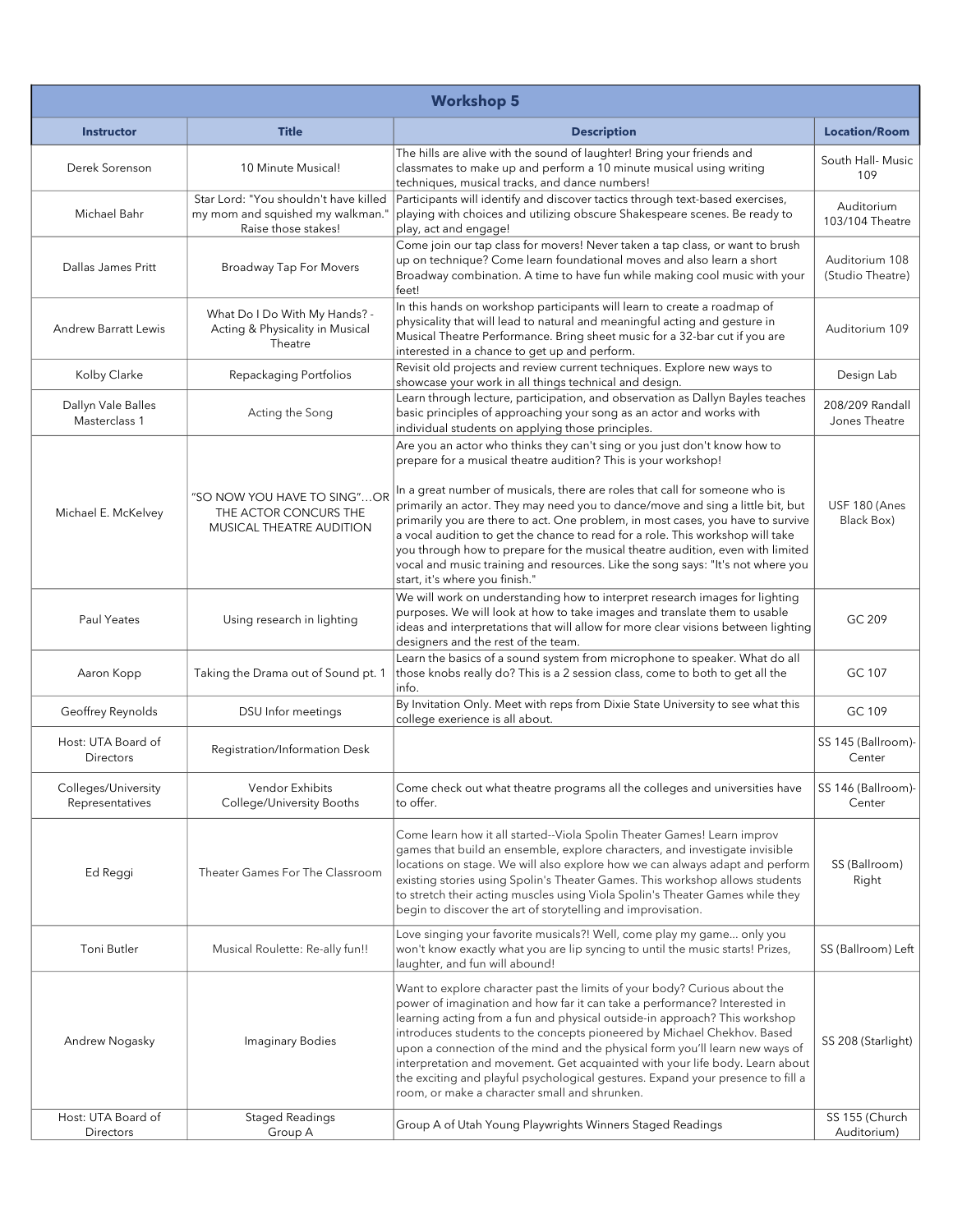## Workshop 5

| Instructor | Title | Description | Location/Room |
|---|---|---|---|
| Derek Sorenson | 10 Minute Musical! | The hills are alive with the sound of laughter! Bring your friends and classmates to make up and perform a 10 minute musical using writing techniques, musical tracks, and dance numbers! | South Hall- Music 109 |
| Michael Bahr | Star Lord: "You shouldn't have killed my mom and squished my walkman." Raise those stakes! | Participants will identify and discover tactics through text-based exercises, playing with choices and utilizing obscure Shakespeare scenes. Be ready to play, act and engage! | Auditorium 103/104 Theatre |
| Dallas James Pritt | Broadway Tap For Movers | Come join our tap class for movers! Never taken a tap class, or want to brush up on technique? Come learn foundational moves and also learn a short Broadway combination. A time to have fun while making cool music with your feet! | Auditorium 108 (Studio Theatre) |
| Andrew Barratt Lewis | What Do I Do With My Hands? - Acting & Physicality in Musical Theatre | In this hands on workshop participants will learn to create a roadmap of physicality that will lead to natural and meaningful acting and gesture in Musical Theatre Performance. Bring sheet music for a 32-bar cut if you are interested in a chance to get up and perform. | Auditorium 109 |
| Kolby Clarke | Repackaging Portfolios | Revisit old projects and review current techniques. Explore new ways to showcase your work in all things technical and design. | Design Lab |
| Dallyn Vale Balles Masterclass 1 | Acting the Song | Learn through lecture, participation, and observation as Dallyn Bayles teaches basic principles of approaching your song as an actor and works with individual students on applying those principles. | 208/209 Randall Jones Theatre |
| Michael E. McKelvey | "SO NOW YOU HAVE TO SING"…OR THE ACTOR CONCURS THE MUSICAL THEATRE AUDITION | Are you an actor who thinks they can't sing or you just don't know how to prepare for a musical theatre audition? This is your workshop!<br><br>In a great number of musicals, there are roles that call for someone who is primarily an actor. They may need you to dance/move and sing a little bit, but primarily you are there to act. One problem, in most cases, you have to survive a vocal audition to get the chance to read for a role. This workshop will take you through how to prepare for the musical theatre audition, even with limited vocal and music training and resources. Like the song says: "It's not where you start, it's where you finish." | USF 180 (Anes Black Box) |
| Paul Yeates | Using research in lighting | We will work on understanding how to interpret research images for lighting purposes. We will look at how to take images and translate them to usable ideas and interpretations that will allow for more clear visions between lighting designers and the rest of the team. | GC 209 |
| Aaron Kopp | Taking the Drama out of Sound pt. 1 | Learn the basics of a sound system from microphone to speaker. What do all those knobs really do? This is a 2 session class, come to both to get all the info. | GC 107 |
| Geoffrey Reynolds | DSU Infor meetings | By Invitation Only. Meet with reps from Dixie State University to see what this college exerience is all about. | GC 109 |
| Host: UTA Board of Directors | Registration/Information Desk | | SS 145 (Ballroom)-Center |
| Colleges/University Representatives | Vendor Exhibits College/University Booths | Come check out what theatre programs all the colleges and universities have to offer. | SS 146 (Ballroom)-Center |
| Ed Reggi | Theater Games For The Classroom | Come learn how it all started--Viola Spolin Theater Games! Learn improv games that build an ensemble, explore characters, and investigate invisible locations on stage. We will also explore how we can always adapt and perform existing stories using Spolin's Theater Games. This workshop allows students to stretch their acting muscles using Viola Spolin's Theater Games while they begin to discover the art of storytelling and improvisation. | SS (Ballroom) Right |
| Toni Butler | Musical Roulette: Re-ally fun!! | Love singing your favorite musicals?! Well, come play my game... only you won't know exactly what you are lip syncing to until the music starts! Prizes, laughter, and fun will abound! | SS (Ballroom) Left |
| Andrew Nogasky | Imaginary Bodies | Want to explore character past the limits of your body? Curious about the power of imagination and how far it can take a performance? Interested in learning acting from a fun and physical outside-in approach? This workshop introduces students to the concepts pioneered by Michael Chekhov. Based upon a connection of the mind and the physical form you'll learn new ways of interpretation and movement. Get acquainted with your life body. Learn about the exciting and playful psychological gestures. Expand your presence to fill a room, or make a character small and shrunken. | SS 208 (Starlight) |
| Host: UTA Board of Directors | Staged Readings Group A | Group A of Utah Young Playwrights Winners Staged Readings | SS 155 (Church Auditorium) |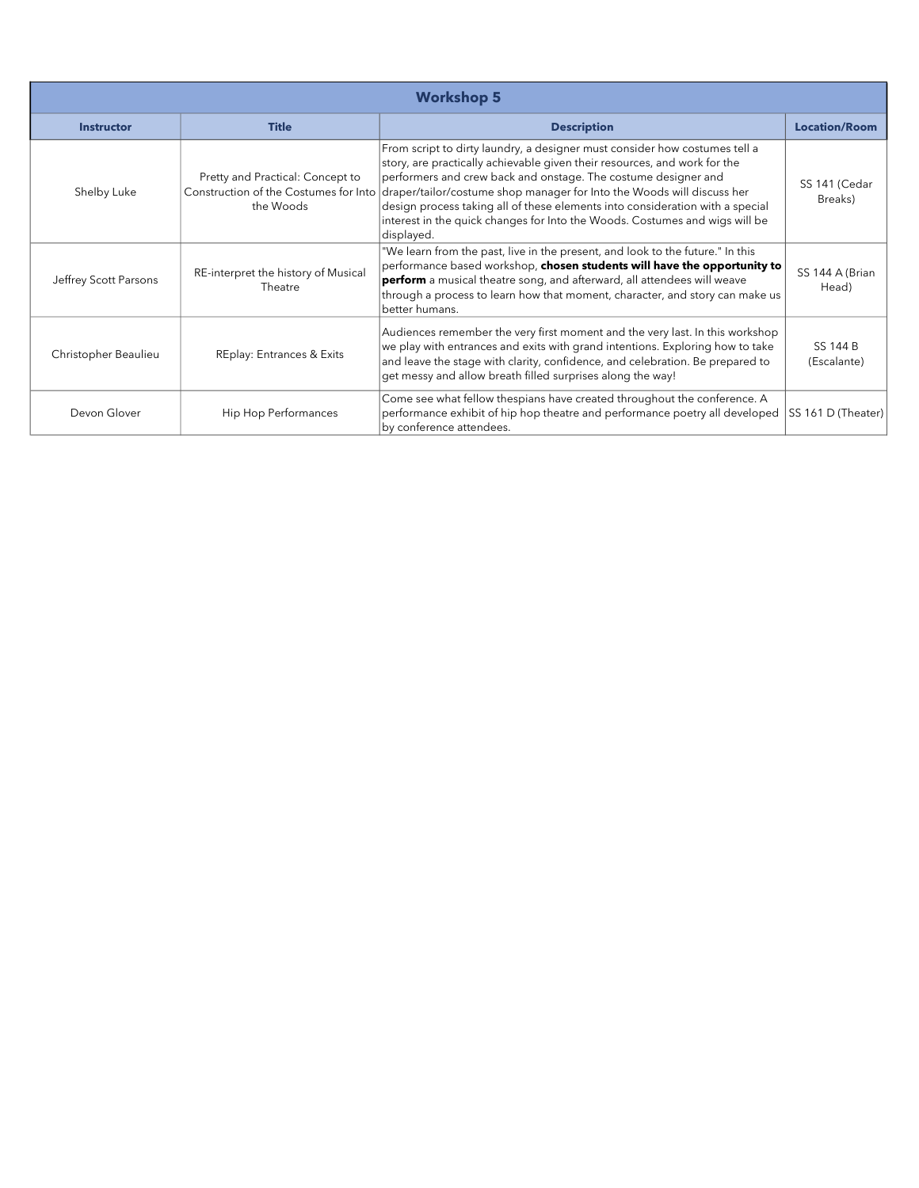## Workshop 5

| Instructor | Title | Description | Location/Room |
| --- | --- | --- | --- |
| Shelby Luke | Pretty and Practical: Concept to Construction of the Costumes for Into the Woods | From script to dirty laundry, a designer must consider how costumes tell a story, are practically achievable given their resources, and work for the performers and crew back and onstage. The costume designer and draper/tailor/costume shop manager for Into the Woods will discuss her design process taking all of these elements into consideration with a special interest in the quick changes for Into the Woods. Costumes and wigs will be displayed. | SS 141 (Cedar Breaks) |
| Jeffrey Scott Parsons | RE-interpret the history of Musical Theatre | "We learn from the past, live in the present, and look to the future." In this performance based workshop, **chosen students will have the opportunity to perform** a musical theatre song, and afterward, all attendees will weave through a process to learn how that moment, character, and story can make us better humans. | SS 144 A (Brian Head) |
| Christopher Beaulieu | REplay: Entrances & Exits | Audiences remember the very first moment and the very last. In this workshop we play with entrances and exits with grand intentions. Exploring how to take and leave the stage with clarity, confidence, and celebration. Be prepared to get messy and allow breath filled surprises along the way! | SS 144 B (Escalante) |
| Devon Glover | Hip Hop Performances | Come see what fellow thespians have created throughout the conference. A performance exhibit of hip hop theatre and performance poetry all developed by conference attendees. | SS 161 D (Theater) |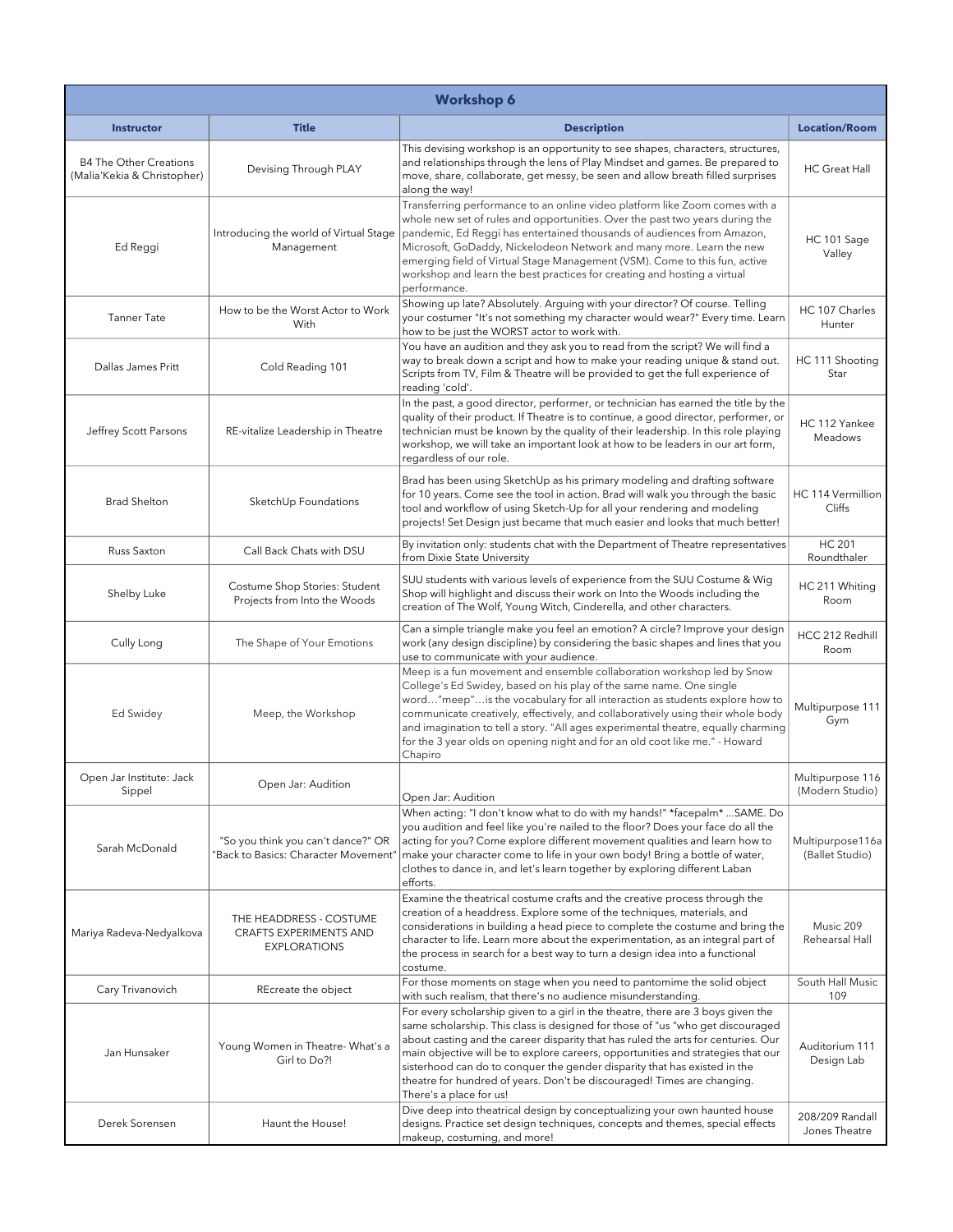## Workshop 6

| Instructor | Title | Description | Location/Room |
|---|---|---|---|
| B4 The Other Creations (Malia'Kekia & Christopher) | Devising Through PLAY | This devising workshop is an opportunity to see shapes, characters, structures, and relationships through the lens of Play Mindset and games. Be prepared to move, share, collaborate, get messy, be seen and allow breath filled surprises along the way! | HC Great Hall |
| Ed Reggi | Introducing the world of Virtual Stage Management | Transferring performance to an online video platform like Zoom comes with a whole new set of rules and opportunities. Over the past two years during the pandemic, Ed Reggi has entertained thousands of audiences from Amazon, Microsoft, GoDaddy, Nickelodeon Network and many more. Learn the new emerging field of Virtual Stage Management (VSM). Come to this fun, active workshop and learn the best practices for creating and hosting a virtual performance. | HC 101 Sage Valley |
| Tanner Tate | How to be the Worst Actor to Work With | Showing up late? Absolutely. Arguing with your director? Of course. Telling your costumer "It's not something my character would wear?" Every time. Learn how to be just the WORST actor to work with. | HC 107 Charles Hunter |
| Dallas James Pritt | Cold Reading 101 | You have an audition and they ask you to read from the script? We will find a way to break down a script and how to make your reading unique & stand out. Scripts from TV, Film & Theatre will be provided to get the full experience of reading 'cold'. | HC 111 Shooting Star |
| Jeffrey Scott Parsons | RE-vitalize Leadership in Theatre | In the past, a good director, performer, or technician has earned the title by the quality of their product. If Theatre is to continue, a good director, performer, or technician must be known by the quality of their leadership. In this role playing workshop, we will take an important look at how to be leaders in our art form, regardless of our role. | HC 112 Yankee Meadows |
| Brad Shelton | SketchUp Foundations | Brad has been using SketchUp as his primary modeling and drafting software for 10 years. Come see the tool in action. Brad will walk you through the basic tool and workflow of using Sketch-Up for all your rendering and modeling projects! Set Design just became that much easier and looks that much better! | HC 114 Vermillion Cliffs |
| Russ Saxton | Call Back Chats with DSU | By invitation only: students chat with the Department of Theatre representatives from Dixie State University | HC 201 Roundthaler |
| Shelby Luke | Costume Shop Stories: Student Projects from Into the Woods | SUU students with various levels of experience from the SUU Costume & Wig Shop will highlight and discuss their work on Into the Woods including the creation of The Wolf, Young Witch, Cinderella, and other characters. | HC 211 Whiting Room |
| Cully Long | The Shape of Your Emotions | Can a simple triangle make you feel an emotion? A circle? Improve your design work (any design discipline) by considering the basic shapes and lines that you use to communicate with your audience. | HCC 212 Redhill Room |
| Ed Swidey | Meep, the Workshop | Meep is a fun movement and ensemble collaboration workshop led by Snow College's Ed Swidey, based on his play of the same name. One single word…"meep"…is the vocabulary for all interaction as students explore how to communicate creatively, effectively, and collaboratively using their whole body and imagination to tell a story. "All ages experimental theatre, equally charming for the 3 year olds on opening night and for an old coot like me." - Howard Chapiro | Multipurpose 111 Gym |
| Open Jar Institute: Jack Sippel | Open Jar: Audition | Open Jar: Audition | Multipurpose 116 (Modern Studio) |
| Sarah McDonald | "So you think you can't dance?" OR "Back to Basics: Character Movement" | When acting: "I don't know what to do with my hands!" *facepalm* ...SAME. Do you audition and feel like you're nailed to the floor? Does your face do all the acting for you? Come explore different movement qualities and learn how to make your character come to life in your own body! Bring a bottle of water, clothes to dance in, and let's learn together by exploring different Laban efforts. | Multipurpose116a (Ballet Studio) |
| Mariya Radeva-Nedyalkova | THE HEADDRESS - COSTUME CRAFTS EXPERIMENTS AND EXPLORATIONS | Examine the theatrical costume crafts and the creative process through the creation of a headdress. Explore some of the techniques, materials, and considerations in building a head piece to complete the costume and bring the character to life. Learn more about the experimentation, as an integral part of the process in search for a best way to turn a design idea into a functional costume. | Music 209 Rehearsal Hall |
| Cary Trivanovich | REcreate the object | For those moments on stage when you need to pantomime the solid object with such realism, that there's no audience misunderstanding. | South Hall Music 109 |
| Jan Hunsaker | Young Women in Theatre- What's a Girl to Do?! | For every scholarship given to a girl in the theatre, there are 3 boys given the same scholarship. This class is designed for those of "us "who get discouraged about casting and the career disparity that has ruled the arts for centuries. Our main objective will be to explore careers, opportunities and strategies that our sisterhood can do to conquer the gender disparity that has existed in the theatre for hundred of years. Don't be discouraged! Times are changing. There's a place for us! | Auditorium 111 Design Lab |
| Derek Sorensen | Haunt the House! | Dive deep into theatrical design by conceptualizing your own haunted house designs. Practice set design techniques, concepts and themes, special effects makeup, costuming, and more! | 208/209 Randall Jones Theatre |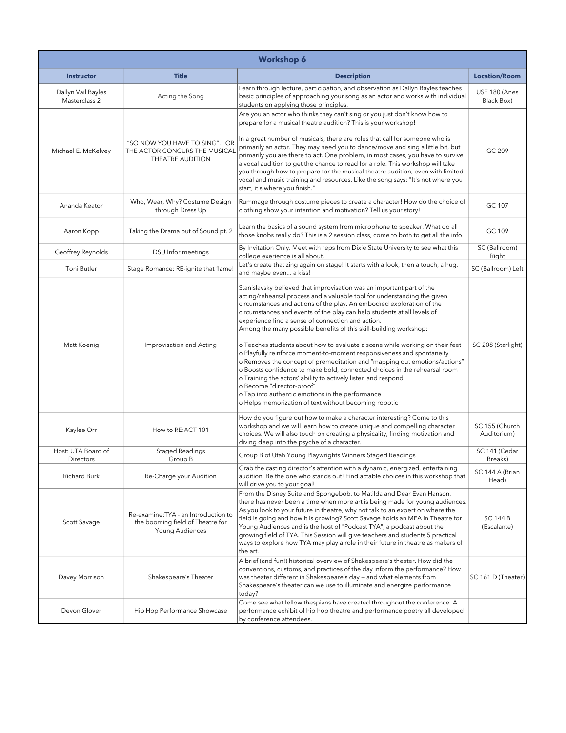| Workshop 6 | | | |
| --- | --- | --- | --- |
| **Instructor** | **Title** | **Description** | **Location/Room** |
| Dallyn Vail Bayles Masterclass 2 | Acting the Song | Learn through lecture, participation, and observation as Dallyn Bayles teaches basic principles of approaching your song as an actor and works with individual students on applying those principles. | USF 180 (Anes Black Box) |
| Michael E. McKelvey | "SO NOW YOU HAVE TO SING"…OR THE ACTOR CONCURS THE MUSICAL THEATRE AUDITION | Are you an actor who thinks they can't sing or you just don't know how to prepare for a musical theatre audition? This is your workshop!<br><br>In a great number of musicals, there are roles that call for someone who is primarily an actor. They may need you to dance/move and sing a little bit, but primarily you are there to act. One problem, in most cases, you have to survive a vocal audition to get the chance to read for a role. This workshop will take you through how to prepare for the musical theatre audition, even with limited vocal and music training and resources. Like the song says: "It's not where you start, it's where you finish." | GC 209 |
| Ananda Keator | Who, Wear, Why? Costume Design through Dress Up | Rummage through costume pieces to create a character! How do the choice of clothing show your intention and motivation? Tell us your story! | GC 107 |
| Aaron Kopp | Taking the Drama out of Sound pt. 2 | Learn the basics of a sound system from microphone to speaker. What do all those knobs really do? This is a 2 session class, come to both to get all the info. | GC 109 |
| Geoffrey Reynolds | DSU Infor meetings | By Invitation Only. Meet with reps from Dixie State University to see what this college exerience is all about. | SC (Ballroom) Right |
| Toni Butler | Stage Romance: RE-ignite that flame! | Let's create that zing again on stage! It starts with a look, then a touch, a hug, and maybe even... a kiss! | SC (Ballroom) Left |
| Matt Koenig | Improvisation and Acting | Stanislavsky believed that improvisation was an important part of the acting/rehearsal process and a valuable tool for understanding the given circumstances and actions of the play. An embodied exploration of the circumstances and events of the play can help students at all levels of experience find a sense of connection and action.<br>Among the many possible benefits of this skill-building workshop:<br><br>o Teaches students about how to evaluate a scene while working on their feet<br>o Playfully reinforce moment-to-moment responsiveness and spontaneity<br>o Removes the concept of premeditation and "mapping out emotions/actions"<br>o Boosts confidence to make bold, connected choices in the rehearsal room<br>o Training the actors' ability to actively listen and respond<br>o Become "director-proof"<br>o Tap into authentic emotions in the performance<br>o Helps memorization of text without becoming robotic | SC 208 (Starlight) |
| Kaylee Orr | How to RE:ACT 101 | How do you figure out how to make a character interesting? Come to this workshop and we will learn how to create unique and compelling character choices. We will also touch on creating a physicality, finding motivation and diving deep into the psyche of a character. | SC 155 (Church Auditorium) |
| Host: UTA Board of Directors | Staged Readings Group B | Group B of Utah Young Playwrights Winners Staged Readings | SC 141 (Cedar Breaks) |
| Richard Burk | Re-Charge your Audition | Grab the casting director's attention with a dynamic, energized, entertaining audition. Be the one who stands out! Find actable choices in this workshop that will drive you to your goal! | SC 144 A (Brian Head) |
| Scott Savage | Re-examine:TYA - an Introduction to the booming field of Theatre for Young Audiences | From the Disney Suite and Spongebob, to Matilda and Dear Evan Hanson, there has never been a time when more art is being made for young audiences. As you look to your future in theatre, why not talk to an expert on where the field is going and how it is growing? Scott Savage holds an MFA in Theatre for Young Audiences and is the host of "Podcast TYA", a podcast about the growing field of TYA. This Session will give teachers and students 5 practical ways to explore how TYA may play a role in their future in theatre as makers of the art. | SC 144 B (Escalante) |
| Davey Morrison | Shakespeare's Theater | A brief (and fun!) historical overview of Shakespeare's theater. How did the conventions, customs, and practices of the day inform the performance? How was theater different in Shakespeare's day — and what elements from Shakespeare's theater can we use to illuminate and energize performance today? | SC 161 D (Theater) |
| Devon Glover | Hip Hop Performance Showcase | Come see what fellow thespians have created throughout the conference. A performance exhibit of hip hop theatre and performance poetry all developed by conference attendees. | |